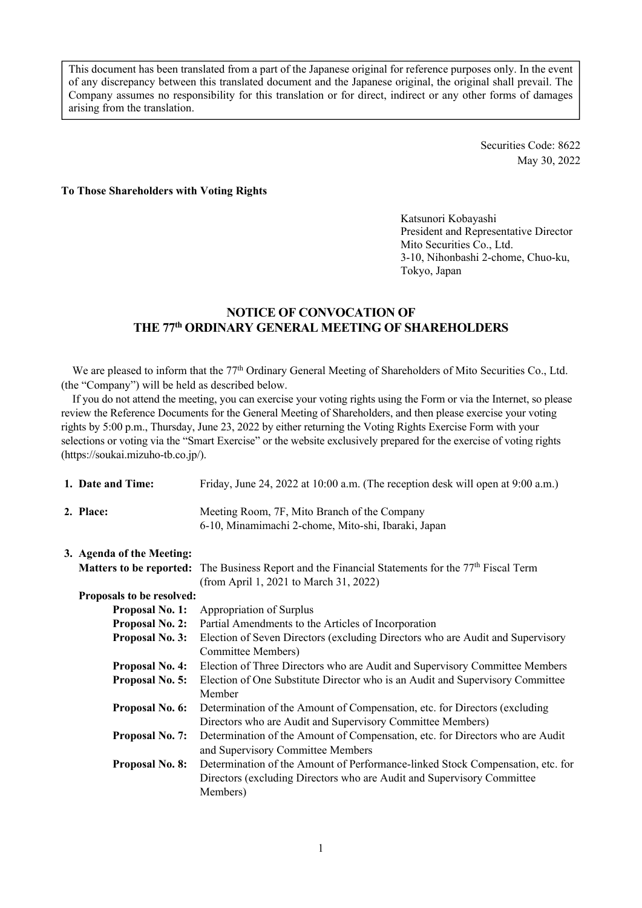This document has been translated from a part of the Japanese original for reference purposes only. In the event of any discrepancy between this translated document and the Japanese original, the original shall prevail. The Company assumes no responsibility for this translation or for direct, indirect or any other forms of damages arising from the translation.

Securities Code: 8622
May 30, 2022

**To Those Shareholders with Voting Rights**

Katsunori Kobayashi
President and Representative Director
Mito Securities Co., Ltd.
3-10, Nihonbashi 2-chome, Chuo-ku,
Tokyo, Japan

# NOTICE OF CONVOCATION OF THE 77th ORDINARY GENERAL MEETING OF SHAREHOLDERS

We are pleased to inform that the 77th Ordinary General Meeting of Shareholders of Mito Securities Co., Ltd. (the "Company") will be held as described below.

If you do not attend the meeting, you can exercise your voting rights using the Form or via the Internet, so please review the Reference Documents for the General Meeting of Shareholders, and then please exercise your voting rights by 5:00 p.m., Thursday, June 23, 2022 by either returning the Voting Rights Exercise Form with your selections or voting via the "Smart Exercise" or the website exclusively prepared for the exercise of voting rights (https://soukai.mizuho-tb.co.jp/).

**1. Date and Time:** Friday, June 24, 2022 at 10:00 a.m. (The reception desk will open at 9:00 a.m.)

**2. Place:** Meeting Room, 7F, Mito Branch of the Company
6-10, Minamimachi 2-chome, Mito-shi, Ibaraki, Japan

**3. Agenda of the Meeting:**

**Matters to be reported:** The Business Report and the Financial Statements for the 77th Fiscal Term (from April 1, 2021 to March 31, 2022)

**Proposals to be resolved:**

**Proposal No. 1:** Appropriation of Surplus

**Proposal No. 2:** Partial Amendments to the Articles of Incorporation

**Proposal No. 3:** Election of Seven Directors (excluding Directors who are Audit and Supervisory Committee Members)

**Proposal No. 4:** Election of Three Directors who are Audit and Supervisory Committee Members

**Proposal No. 5:** Election of One Substitute Director who is an Audit and Supervisory Committee Member

**Proposal No. 6:** Determination of the Amount of Compensation, etc. for Directors (excluding Directors who are Audit and Supervisory Committee Members)

**Proposal No. 7:** Determination of the Amount of Compensation, etc. for Directors who are Audit and Supervisory Committee Members

**Proposal No. 8:** Determination of the Amount of Performance-linked Stock Compensation, etc. for Directors (excluding Directors who are Audit and Supervisory Committee Members)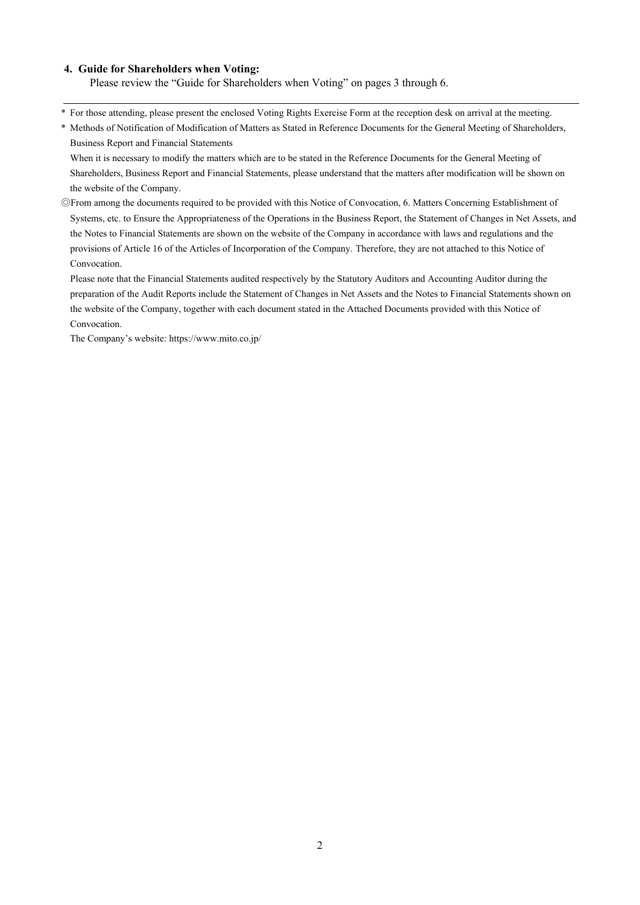**4. Guide for Shareholders when Voting:**

Please review the "Guide for Shareholders when Voting" on pages 3 through 6.

---

\* For those attending, please present the enclosed Voting Rights Exercise Form at the reception desk on arrival at the meeting.

\* Methods of Notification of Modification of Matters as Stated in Reference Documents for the General Meeting of Shareholders, Business Report and Financial Statements

When it is necessary to modify the matters which are to be stated in the Reference Documents for the General Meeting of Shareholders, Business Report and Financial Statements, please understand that the matters after modification will be shown on the website of the Company.

◎From among the documents required to be provided with this Notice of Convocation, 6. Matters Concerning Establishment of Systems, etc. to Ensure the Appropriateness of the Operations in the Business Report, the Statement of Changes in Net Assets, and the Notes to Financial Statements are shown on the website of the Company in accordance with laws and regulations and the provisions of Article 16 of the Articles of Incorporation of the Company. Therefore, they are not attached to this Notice of Convocation.

Please note that the Financial Statements audited respectively by the Statutory Auditors and Accounting Auditor during the preparation of the Audit Reports include the Statement of Changes in Net Assets and the Notes to Financial Statements shown on the website of the Company, together with each document stated in the Attached Documents provided with this Notice of Convocation.

The Company's website: https://www.mito.co.jp/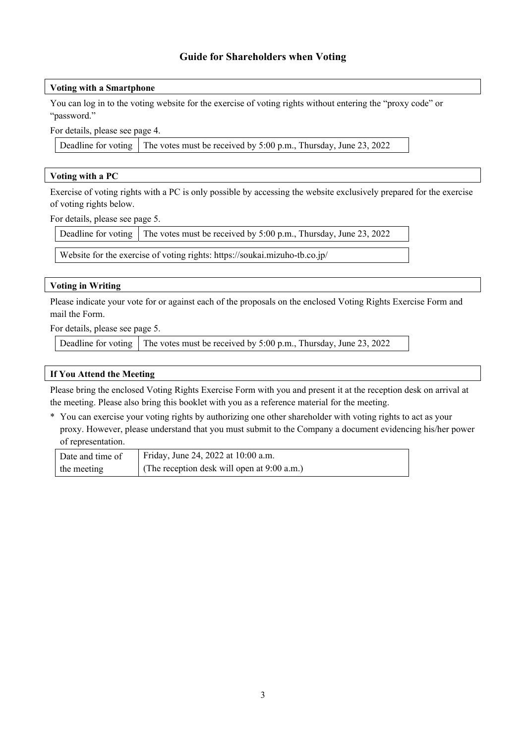# Guide for Shareholders when Voting

## Voting with a Smartphone

You can log in to the voting website for the exercise of voting rights without entering the "proxy code" or "password."

For details, please see page 4.

| Deadline for voting | The votes must be received by 5:00 p.m., Thursday, June 23, 2022 |
|---|---|

## Voting with a PC

Exercise of voting rights with a PC is only possible by accessing the website exclusively prepared for the exercise of voting rights below.

For details, please see page 5.

| Deadline for voting | The votes must be received by 5:00 p.m., Thursday, June 23, 2022 |
|---|---|

Website for the exercise of voting rights: https://soukai.mizuho-tb.co.jp/

## Voting in Writing

Please indicate your vote for or against each of the proposals on the enclosed Voting Rights Exercise Form and mail the Form.

For details, please see page 5.

| Deadline for voting | The votes must be received by 5:00 p.m., Thursday, June 23, 2022 |
|---|---|

## If You Attend the Meeting

Please bring the enclosed Voting Rights Exercise Form with you and present it at the reception desk on arrival at the meeting. Please also bring this booklet with you as a reference material for the meeting.

\* You can exercise your voting rights by authorizing one other shareholder with voting rights to act as your proxy. However, please understand that you must submit to the Company a document evidencing his/her power of representation.

| Date and time of the meeting | Friday, June 24, 2022 at 10:00 a.m. (The reception desk will open at 9:00 a.m.) |
|---|---|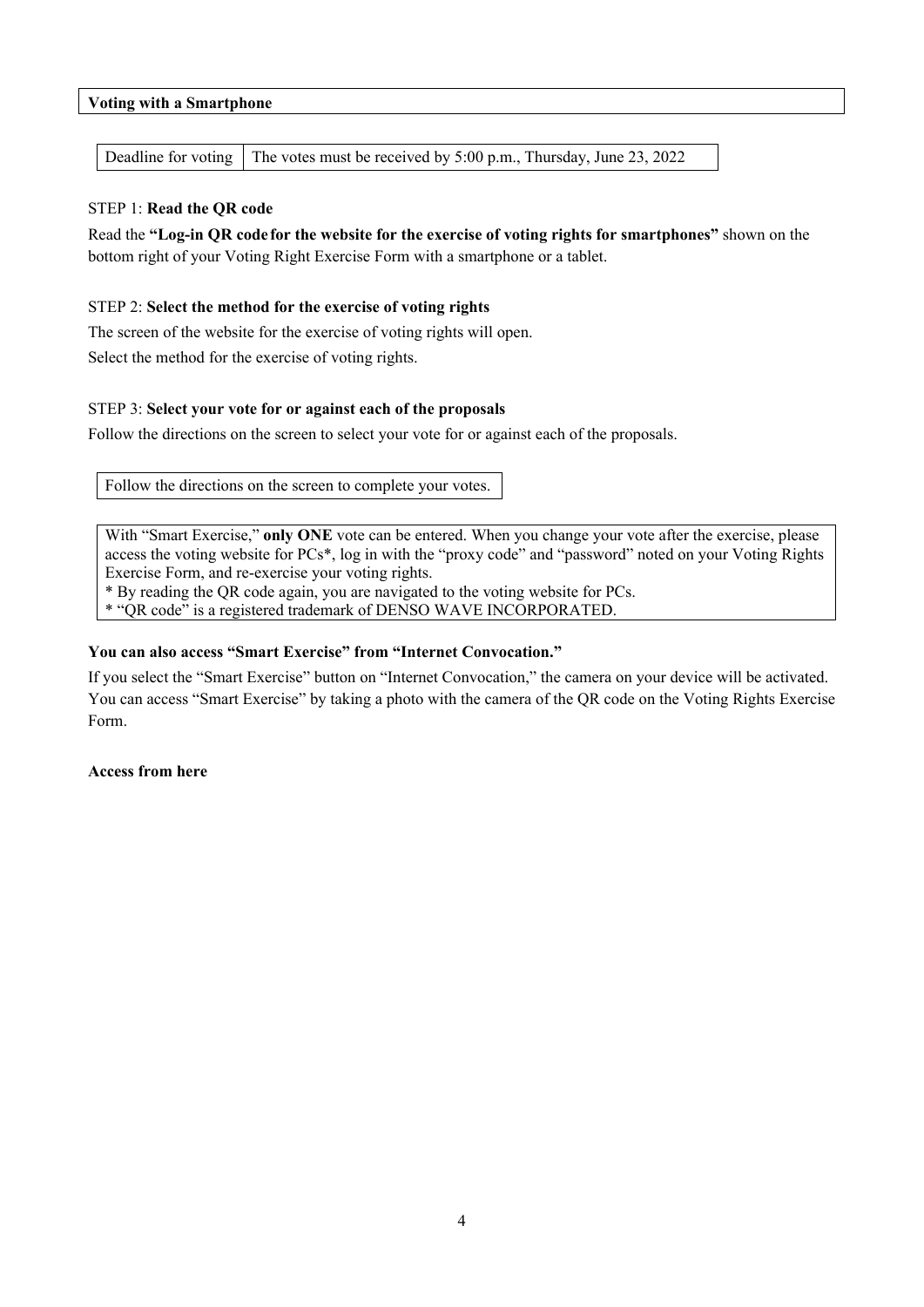## Voting with a Smartphone

| Deadline for voting | The votes must be received by 5:00 p.m., Thursday, June 23, 2022 |
|---|---|

STEP 1: **Read the QR code**

Read the **"Log-in QR code for the website for the exercise of voting rights for smartphones"** shown on the bottom right of your Voting Right Exercise Form with a smartphone or a tablet.

STEP 2: **Select the method for the exercise of voting rights**

The screen of the website for the exercise of voting rights will open.

Select the method for the exercise of voting rights.

STEP 3: **Select your vote for or against each of the proposals**

Follow the directions on the screen to select your vote for or against each of the proposals.

Follow the directions on the screen to complete your votes.

With "Smart Exercise," **only ONE** vote can be entered. When you change your vote after the exercise, please access the voting website for PCs*, log in with the "proxy code" and "password" noted on your Voting Rights Exercise Form, and re-exercise your voting rights.

* By reading the QR code again, you are navigated to the voting website for PCs.
* "QR code" is a registered trademark of DENSO WAVE INCORPORATED.

**You can also access "Smart Exercise" from "Internet Convocation."**

If you select the "Smart Exercise" button on "Internet Convocation," the camera on your device will be activated. You can access "Smart Exercise" by taking a photo with the camera of the QR code on the Voting Rights Exercise Form.

**Access from here**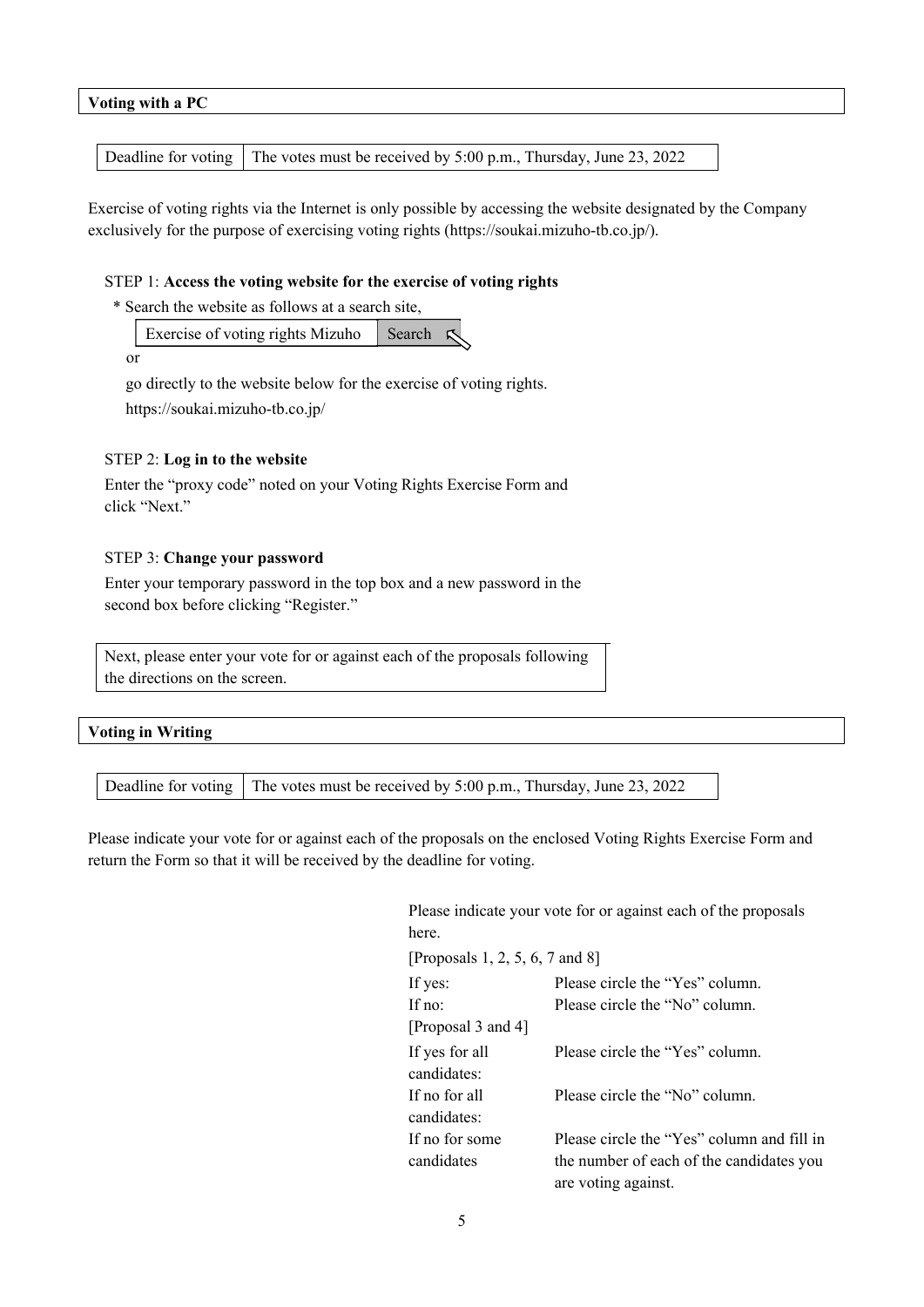## Voting with a PC

| Deadline for voting | The votes must be received by 5:00 p.m., Thursday, June 23, 2022 |
|---|---|

Exercise of voting rights via the Internet is only possible by accessing the website designated by the Company exclusively for the purpose of exercising voting rights (https://soukai.mizuho-tb.co.jp/).

STEP 1: **Access the voting website for the exercise of voting rights**

\* Search the website as follows at a search site,

Exercise of voting rights Mizuho [Search]

or

go directly to the website below for the exercise of voting rights.

https://soukai.mizuho-tb.co.jp/

STEP 2: **Log in to the website**

Enter the "proxy code" noted on your Voting Rights Exercise Form and click "Next."

STEP 3: **Change your password**

Enter your temporary password in the top box and a new password in the second box before clicking "Register."

Next, please enter your vote for or against each of the proposals following the directions on the screen.

## Voting in Writing

| Deadline for voting | The votes must be received by 5:00 p.m., Thursday, June 23, 2022 |
|---|---|

Please indicate your vote for or against each of the proposals on the enclosed Voting Rights Exercise Form and return the Form so that it will be received by the deadline for voting.

Please indicate your vote for or against each of the proposals here.

[Proposals 1, 2, 5, 6, 7 and 8]

| | |
|---|---|
| If yes: | Please circle the "Yes" column. |
| If no: | Please circle the "No" column. |

[Proposal 3 and 4]

| | |
|---|---|
| If yes for all candidates: | Please circle the "Yes" column. |
| If no for all candidates: | Please circle the "No" column. |
| If no for some candidates | Please circle the "Yes" column and fill in the number of each of the candidates you are voting against. |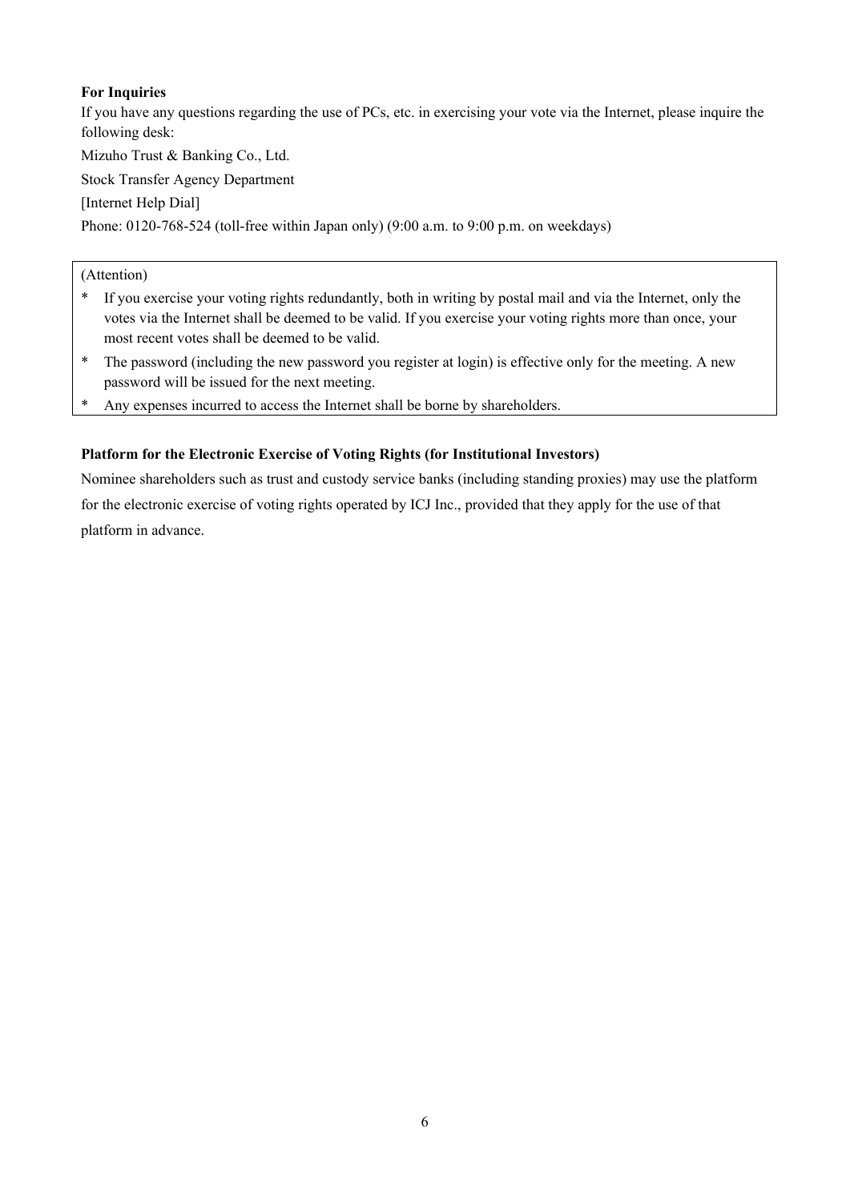**For Inquiries**

If you have any questions regarding the use of PCs, etc. in exercising your vote via the Internet, please inquire the following desk:

Mizuho Trust & Banking Co., Ltd.

Stock Transfer Agency Department

[Internet Help Dial]

Phone: 0120-768-524 (toll-free within Japan only) (9:00 a.m. to 9:00 p.m. on weekdays)

(Attention)

* If you exercise your voting rights redundantly, both in writing by postal mail and via the Internet, only the votes via the Internet shall be deemed to be valid. If you exercise your voting rights more than once, your most recent votes shall be deemed to be valid.
* The password (including the new password you register at login) is effective only for the meeting. A new password will be issued for the next meeting.
* Any expenses incurred to access the Internet shall be borne by shareholders.

**Platform for the Electronic Exercise of Voting Rights (for Institutional Investors)**

Nominee shareholders such as trust and custody service banks (including standing proxies) may use the platform for the electronic exercise of voting rights operated by ICJ Inc., provided that they apply for the use of that platform in advance.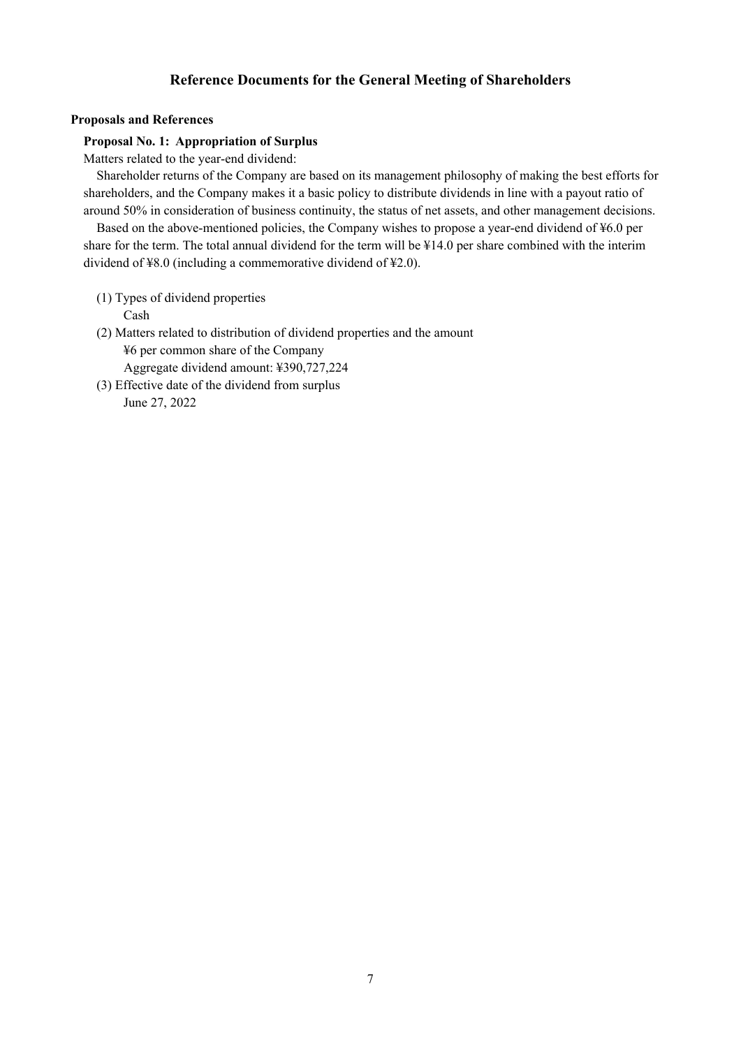# Reference Documents for the General Meeting of Shareholders

### Proposals and References

#### Proposal No. 1: Appropriation of Surplus

Matters related to the year-end dividend:

Shareholder returns of the Company are based on its management philosophy of making the best efforts for shareholders, and the Company makes it a basic policy to distribute dividends in line with a payout ratio of around 50% in consideration of business continuity, the status of net assets, and other management decisions.

Based on the above-mentioned policies, the Company wishes to propose a year-end dividend of ¥6.0 per share for the term. The total annual dividend for the term will be ¥14.0 per share combined with the interim dividend of ¥8.0 (including a commemorative dividend of ¥2.0).

(1) Types of dividend properties
    Cash

(2) Matters related to distribution of dividend properties and the amount
    ¥6 per common share of the Company
    Aggregate dividend amount: ¥390,727,224

(3) Effective date of the dividend from surplus
    June 27, 2022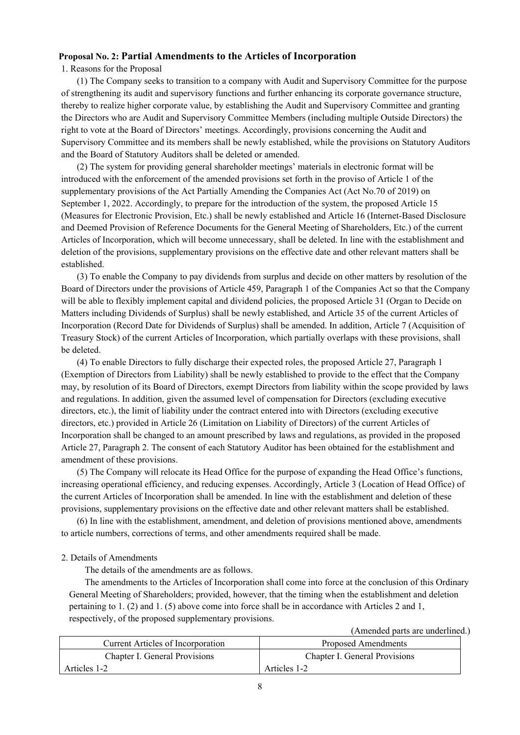## Proposal No. 2: Partial Amendments to the Articles of Incorporation

1. Reasons for the Proposal

(1) The Company seeks to transition to a company with Audit and Supervisory Committee for the purpose of strengthening its audit and supervisory functions and further enhancing its corporate governance structure, thereby to realize higher corporate value, by establishing the Audit and Supervisory Committee and granting the Directors who are Audit and Supervisory Committee Members (including multiple Outside Directors) the right to vote at the Board of Directors' meetings. Accordingly, provisions concerning the Audit and Supervisory Committee and its members shall be newly established, while the provisions on Statutory Auditors and the Board of Statutory Auditors shall be deleted or amended.

(2) The system for providing general shareholder meetings' materials in electronic format will be introduced with the enforcement of the amended provisions set forth in the proviso of Article 1 of the supplementary provisions of the Act Partially Amending the Companies Act (Act No.70 of 2019) on September 1, 2022. Accordingly, to prepare for the introduction of the system, the proposed Article 15 (Measures for Electronic Provision, Etc.) shall be newly established and Article 16 (Internet-Based Disclosure and Deemed Provision of Reference Documents for the General Meeting of Shareholders, Etc.) of the current Articles of Incorporation, which will become unnecessary, shall be deleted. In line with the establishment and deletion of the provisions, supplementary provisions on the effective date and other relevant matters shall be established.

(3) To enable the Company to pay dividends from surplus and decide on other matters by resolution of the Board of Directors under the provisions of Article 459, Paragraph 1 of the Companies Act so that the Company will be able to flexibly implement capital and dividend policies, the proposed Article 31 (Organ to Decide on Matters including Dividends of Surplus) shall be newly established, and Article 35 of the current Articles of Incorporation (Record Date for Dividends of Surplus) shall be amended. In addition, Article 7 (Acquisition of Treasury Stock) of the current Articles of Incorporation, which partially overlaps with these provisions, shall be deleted.

(4) To enable Directors to fully discharge their expected roles, the proposed Article 27, Paragraph 1 (Exemption of Directors from Liability) shall be newly established to provide to the effect that the Company may, by resolution of its Board of Directors, exempt Directors from liability within the scope provided by laws and regulations. In addition, given the assumed level of compensation for Directors (excluding executive directors, etc.), the limit of liability under the contract entered into with Directors (excluding executive directors, etc.) provided in Article 26 (Limitation on Liability of Directors) of the current Articles of Incorporation shall be changed to an amount prescribed by laws and regulations, as provided in the proposed Article 27, Paragraph 2. The consent of each Statutory Auditor has been obtained for the establishment and amendment of these provisions.

(5) The Company will relocate its Head Office for the purpose of expanding the Head Office's functions, increasing operational efficiency, and reducing expenses. Accordingly, Article 3 (Location of Head Office) of the current Articles of Incorporation shall be amended. In line with the establishment and deletion of these provisions, supplementary provisions on the effective date and other relevant matters shall be established.

(6) In line with the establishment, amendment, and deletion of provisions mentioned above, amendments to article numbers, corrections of terms, and other amendments required shall be made.

2. Details of Amendments

The details of the amendments are as follows.

The amendments to the Articles of Incorporation shall come into force at the conclusion of this Ordinary General Meeting of Shareholders; provided, however, that the timing when the establishment and deletion pertaining to 1. (2) and 1. (5) above come into force shall be in accordance with Articles 2 and 1, respectively, of the proposed supplementary provisions.

(Amended parts are underlined.)

| Current Articles of Incorporation | Proposed Amendments |
|---|---|
| Chapter I. General Provisions | Chapter I. General Provisions |
| Articles 1-2 | Articles 1-2 |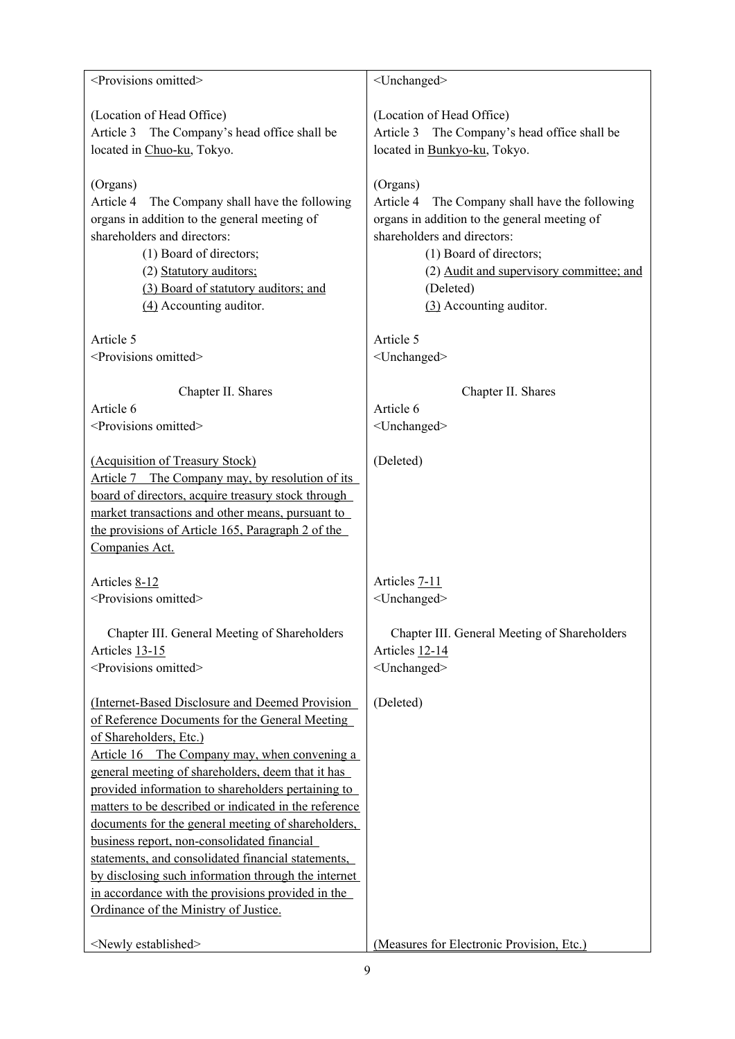| | |
|---|---|
| <Provisions omitted> | <Unchanged> |
| (Location of Head Office)<br>Article 3　The Company's head office shall be located in Chuo-ku, Tokyo. | (Location of Head Office)<br>Article 3　The Company's head office shall be located in Bunkyo-ku, Tokyo. |
| (Organs)<br>Article 4　The Company shall have the following organs in addition to the general meeting of shareholders and directors:<br>(1) Board of directors;<br>(2) Statutory auditors;<br>(3) Board of statutory auditors; and<br>(4) Accounting auditor. | (Organs)<br>Article 4　The Company shall have the following organs in addition to the general meeting of shareholders and directors:<br>(1) Board of directors;<br>(2) Audit and supervisory committee; and<br>(Deleted)<br>(3) Accounting auditor. |
| Article 5<br><Provisions omitted> | Article 5<br><Unchanged> |
| Chapter II. Shares<br>Article 6<br><Provisions omitted> | Chapter II. Shares<br>Article 6<br><Unchanged> |
| (Acquisition of Treasury Stock)<br>Article 7　The Company may, by resolution of its board of directors, acquire treasury stock through market transactions and other means, pursuant to the provisions of Article 165, Paragraph 2 of the Companies Act. | (Deleted) |
| Articles 8-12<br><Provisions omitted> | Articles 7-11<br><Unchanged> |
| Chapter III. General Meeting of Shareholders<br>Articles 13-15<br><Provisions omitted> | Chapter III. General Meeting of Shareholders<br>Articles 12-14<br><Unchanged> |
| (Internet-Based Disclosure and Deemed Provision of Reference Documents for the General Meeting of Shareholders, Etc.)<br>Article 16　The Company may, when convening a general meeting of shareholders, deem that it has provided information to shareholders pertaining to matters to be described or indicated in the reference documents for the general meeting of shareholders, business report, non-consolidated financial statements, and consolidated financial statements, by disclosing such information through the internet in accordance with the provisions provided in the Ordinance of the Ministry of Justice. | (Deleted) |
| <Newly established> | (Measures for Electronic Provision, Etc.) |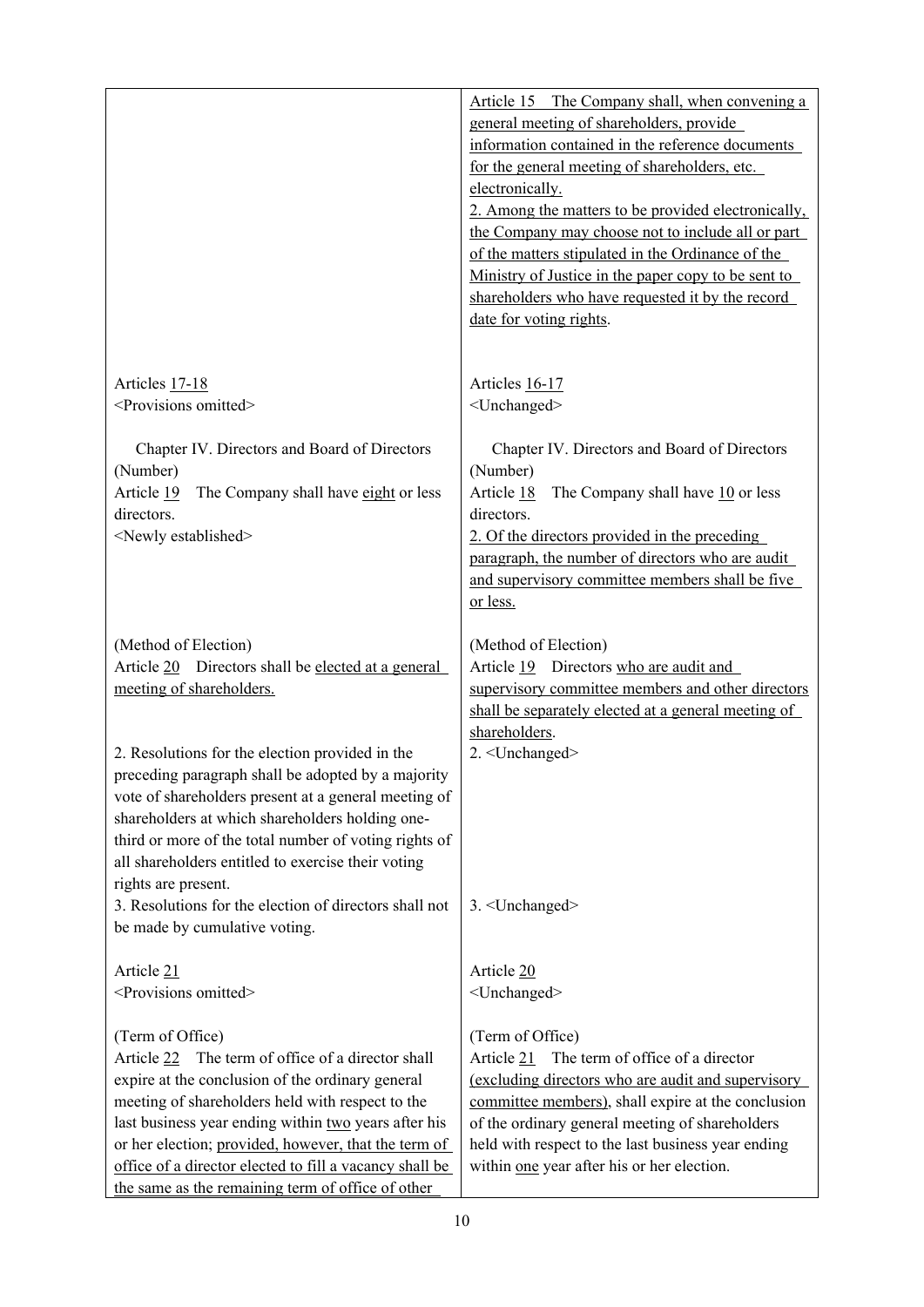| | |
|---|---|
| | Article 15 The Company shall, when convening a general meeting of shareholders, provide information contained in the reference documents for the general meeting of shareholders, etc. electronically.<br>2. Among the matters to be provided electronically, the Company may choose not to include all or part of the matters stipulated in the Ordinance of the Ministry of Justice in the paper copy to be sent to shareholders who have requested it by the record date for voting rights. |
| Articles 17-18<br><Provisions omitted> | Articles 16-17<br><Unchanged> |
| Chapter IV. Directors and Board of Directors<br>(Number)<br>Article 19 The Company shall have eight or less directors.<br><Newly established> | Chapter IV. Directors and Board of Directors<br>(Number)<br>Article 18 The Company shall have 10 or less directors.<br>2. Of the directors provided in the preceding paragraph, the number of directors who are audit and supervisory committee members shall be five or less. |
| (Method of Election)<br>Article 20 Directors shall be elected at a general meeting of shareholders. | (Method of Election)<br>Article 19 Directors who are audit and supervisory committee members and other directors shall be separately elected at a general meeting of shareholders. |
| 2. Resolutions for the election provided in the preceding paragraph shall be adopted by a majority vote of shareholders present at a general meeting of shareholders at which shareholders holding one-third or more of the total number of voting rights of all shareholders entitled to exercise their voting rights are present. | 2. <Unchanged> |
| 3. Resolutions for the election of directors shall not be made by cumulative voting. | 3. <Unchanged> |
| Article 21<br><Provisions omitted> | Article 20<br><Unchanged> |
| (Term of Office)<br>Article 22 The term of office of a director shall expire at the conclusion of the ordinary general meeting of shareholders held with respect to the last business year ending within two years after his or her election; provided, however, that the term of office of a director elected to fill a vacancy shall be the same as the remaining term of office of other | (Term of Office)<br>Article 21 The term of office of a director (excluding directors who are audit and supervisory committee members), shall expire at the conclusion of the ordinary general meeting of shareholders held with respect to the last business year ending within one year after his or her election. |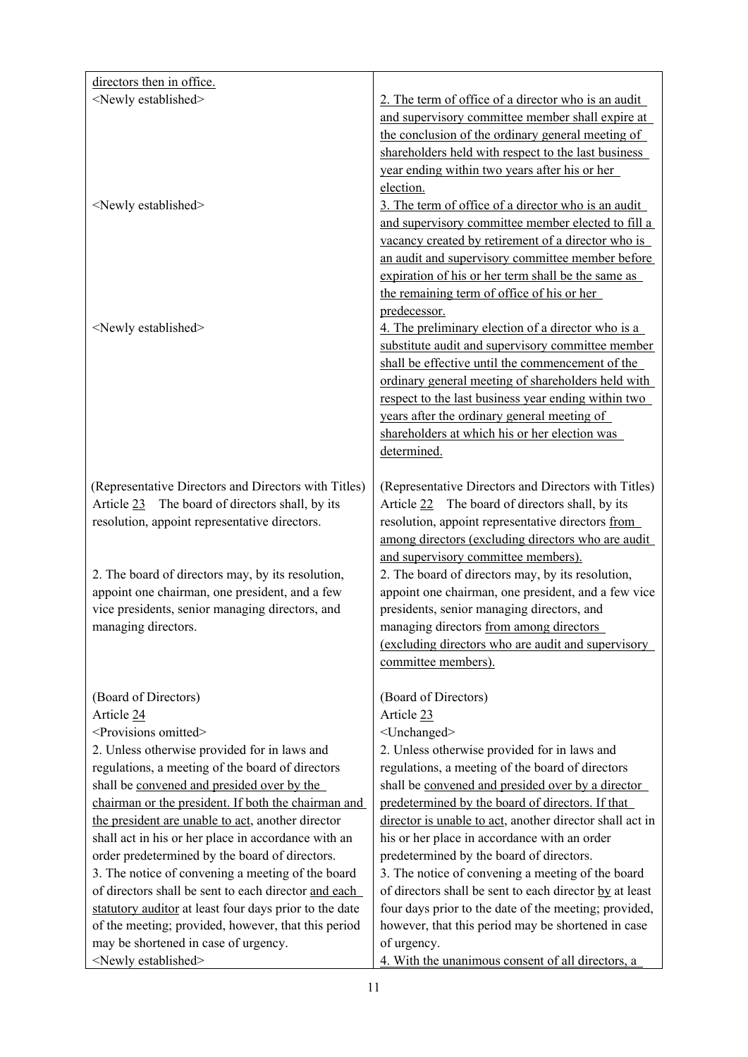| | |
|---|---|
| directors then in office. | |
| &lt;Newly established&gt; | 2. The term of office of a director who is an audit and supervisory committee member shall expire at the conclusion of the ordinary general meeting of shareholders held with respect to the last business year ending within two years after his or her election. |
| &lt;Newly established&gt; | 3. The term of office of a director who is an audit and supervisory committee member elected to fill a vacancy created by retirement of a director who is an audit and supervisory committee member before expiration of his or her term shall be the same as the remaining term of office of his or her predecessor. |
| &lt;Newly established&gt; | 4. The preliminary election of a director who is a substitute audit and supervisory committee member shall be effective until the commencement of the ordinary general meeting of shareholders held with respect to the last business year ending within two years after the ordinary general meeting of shareholders at which his or her election was determined. |
| (Representative Directors and Directors with Titles)<br>Article 23 The board of directors shall, by its resolution, appoint representative directors. | (Representative Directors and Directors with Titles)<br>Article 22 The board of directors shall, by its resolution, appoint representative directors from among directors (excluding directors who are audit and supervisory committee members). |
| 2. The board of directors may, by its resolution, appoint one chairman, one president, and a few vice presidents, senior managing directors, and managing directors. | 2. The board of directors may, by its resolution, appoint one chairman, one president, and a few vice presidents, senior managing directors, and managing directors from among directors (excluding directors who are audit and supervisory committee members). |
| (Board of Directors)<br>Article 24<br>&lt;Provisions omitted&gt; | (Board of Directors)<br>Article 23<br>&lt;Unchanged&gt; |
| 2. Unless otherwise provided for in laws and regulations, a meeting of the board of directors shall be convened and presided over by the chairman or the president. If both the chairman and the president are unable to act, another director shall act in his or her place in accordance with an order predetermined by the board of directors. | 2. Unless otherwise provided for in laws and regulations, a meeting of the board of directors shall be convened and presided over by a director predetermined by the board of directors. If that director is unable to act, another director shall act in his or her place in accordance with an order predetermined by the board of directors. |
| 3. The notice of convening a meeting of the board of directors shall be sent to each director and each statutory auditor at least four days prior to the date of the meeting; provided, however, that this period may be shortened in case of urgency. | 3. The notice of convening a meeting of the board of directors shall be sent to each director by at least four days prior to the date of the meeting; provided, however, that this period may be shortened in case of urgency. |
| &lt;Newly established&gt; | 4. With the unanimous consent of all directors, a |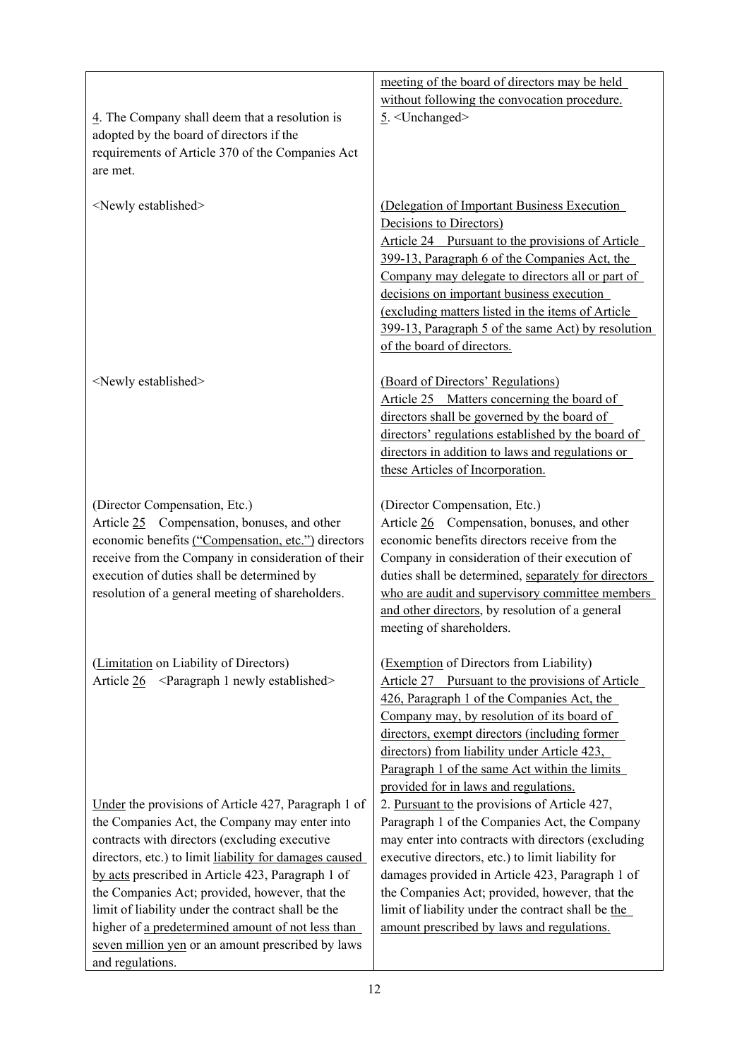| | |
|---|---|
| | meeting of the board of directors may be held without following the convocation procedure. |
| 4. The Company shall deem that a resolution is adopted by the board of directors if the requirements of Article 370 of the Companies Act are met. | 5. <Unchanged> |
| <Newly established> | (Delegation of Important Business Execution Decisions to Directors)<br>Article 24 Pursuant to the provisions of Article 399-13, Paragraph 6 of the Companies Act, the Company may delegate to directors all or part of decisions on important business execution (excluding matters listed in the items of Article 399-13, Paragraph 5 of the same Act) by resolution of the board of directors. |
| <Newly established> | (Board of Directors' Regulations)<br>Article 25 Matters concerning the board of directors shall be governed by the board of directors' regulations established by the board of directors in addition to laws and regulations or these Articles of Incorporation. |
| (Director Compensation, Etc.)<br>Article 25 Compensation, bonuses, and other economic benefits ("Compensation, etc.") directors receive from the Company in consideration of their execution of duties shall be determined by resolution of a general meeting of shareholders. | (Director Compensation, Etc.)<br>Article 26 Compensation, bonuses, and other economic benefits directors receive from the Company in consideration of their execution of duties shall be determined, separately for directors who are audit and supervisory committee members and other directors, by resolution of a general meeting of shareholders. |
| (Limitation on Liability of Directors)<br>Article 26 <Paragraph 1 newly established> | (Exemption of Directors from Liability)<br>Article 27 Pursuant to the provisions of Article 426, Paragraph 1 of the Companies Act, the Company may, by resolution of its board of directors, exempt directors (including former directors) from liability under Article 423, Paragraph 1 of the same Act within the limits provided for in laws and regulations. |
| Under the provisions of Article 427, Paragraph 1 of the Companies Act, the Company may enter into contracts with directors (excluding executive directors, etc.) to limit liability for damages caused by acts prescribed in Article 423, Paragraph 1 of the Companies Act; provided, however, that the limit of liability under the contract shall be the higher of a predetermined amount of not less than seven million yen or an amount prescribed by laws and regulations. | 2. Pursuant to the provisions of Article 427, Paragraph 1 of the Companies Act, the Company may enter into contracts with directors (excluding executive directors, etc.) to limit liability for damages provided in Article 423, Paragraph 1 of the Companies Act; provided, however, that the limit of liability under the contract shall be the amount prescribed by laws and regulations. |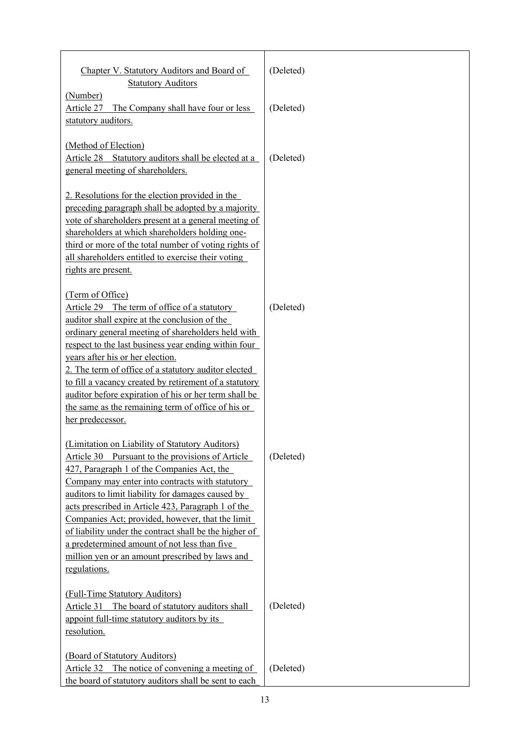| | |
|---|---|
| Chapter V. Statutory Auditors and Board of Statutory Auditors | (Deleted) |
| (Number)<br>Article 27 The Company shall have four or less statutory auditors. | (Deleted) |
| (Method of Election)<br>Article 28 Statutory auditors shall be elected at a general meeting of shareholders.<br><br>2. Resolutions for the election provided in the preceding paragraph shall be adopted by a majority vote of shareholders present at a general meeting of shareholders at which shareholders holding one-third or more of the total number of voting rights of all shareholders entitled to exercise their voting rights are present. | (Deleted) |
| (Term of Office)<br>Article 29 The term of office of a statutory auditor shall expire at the conclusion of the ordinary general meeting of shareholders held with respect to the last business year ending within four years after his or her election.<br>2. The term of office of a statutory auditor elected to fill a vacancy created by retirement of a statutory auditor before expiration of his or her term shall be the same as the remaining term of office of his or her predecessor. | (Deleted) |
| (Limitation on Liability of Statutory Auditors)<br>Article 30 Pursuant to the provisions of Article 427, Paragraph 1 of the Companies Act, the Company may enter into contracts with statutory auditors to limit liability for damages caused by acts prescribed in Article 423, Paragraph 1 of the Companies Act; provided, however, that the limit of liability under the contract shall be the higher of a predetermined amount of not less than five million yen or an amount prescribed by laws and regulations. | (Deleted) |
| (Full-Time Statutory Auditors)<br>Article 31 The board of statutory auditors shall appoint full-time statutory auditors by its resolution. | (Deleted) |
| (Board of Statutory Auditors)<br>Article 32 The notice of convening a meeting of the board of statutory auditors shall be sent to each | (Deleted) |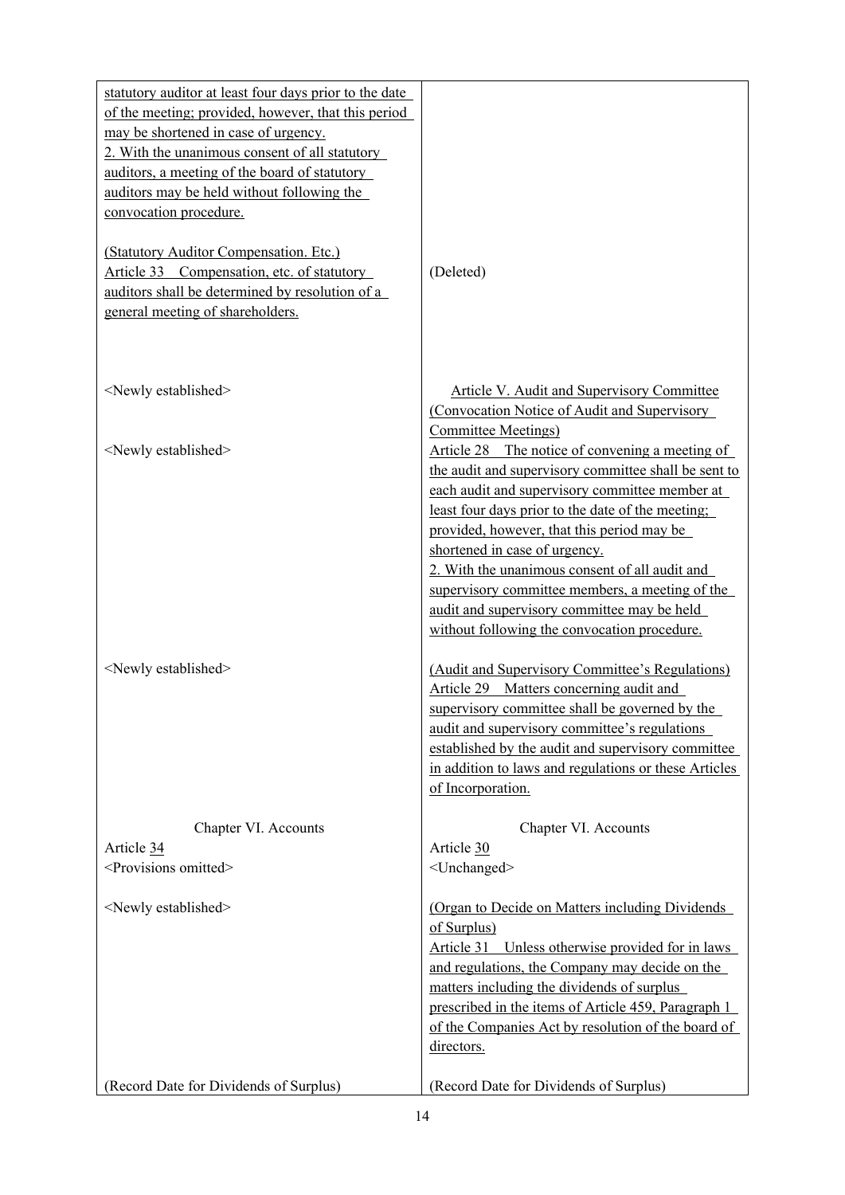| | |
|---|---|
| statutory auditor at least four days prior to the date of the meeting; provided, however, that this period may be shortened in case of urgency.<br>2. With the unanimous consent of all statutory auditors, a meeting of the board of statutory auditors may be held without following the convocation procedure. | |
| (Statutory Auditor Compensation. Etc.)<br>Article 33 Compensation, etc. of statutory auditors shall be determined by resolution of a general meeting of shareholders. | (Deleted) |
| <Newly established> | Article V. Audit and Supervisory Committee |
| <Newly established> | (Convocation Notice of Audit and Supervisory Committee Meetings)<br>Article 28 The notice of convening a meeting of the audit and supervisory committee shall be sent to each audit and supervisory committee member at least four days prior to the date of the meeting; provided, however, that this period may be shortened in case of urgency.<br>2. With the unanimous consent of all audit and supervisory committee members, a meeting of the audit and supervisory committee may be held without following the convocation procedure. |
| <Newly established> | (Audit and Supervisory Committee's Regulations)<br>Article 29 Matters concerning audit and supervisory committee shall be governed by the audit and supervisory committee's regulations established by the audit and supervisory committee in addition to laws and regulations or these Articles of Incorporation. |
| Chapter VI. Accounts<br>Article 34<br><Provisions omitted> | Chapter VI. Accounts<br>Article 30<br><Unchanged> |
| <Newly established> | (Organ to Decide on Matters including Dividends of Surplus)<br>Article 31 Unless otherwise provided for in laws and regulations, the Company may decide on the matters including the dividends of surplus prescribed in the items of Article 459, Paragraph 1 of the Companies Act by resolution of the board of directors. |
| (Record Date for Dividends of Surplus) | (Record Date for Dividends of Surplus) |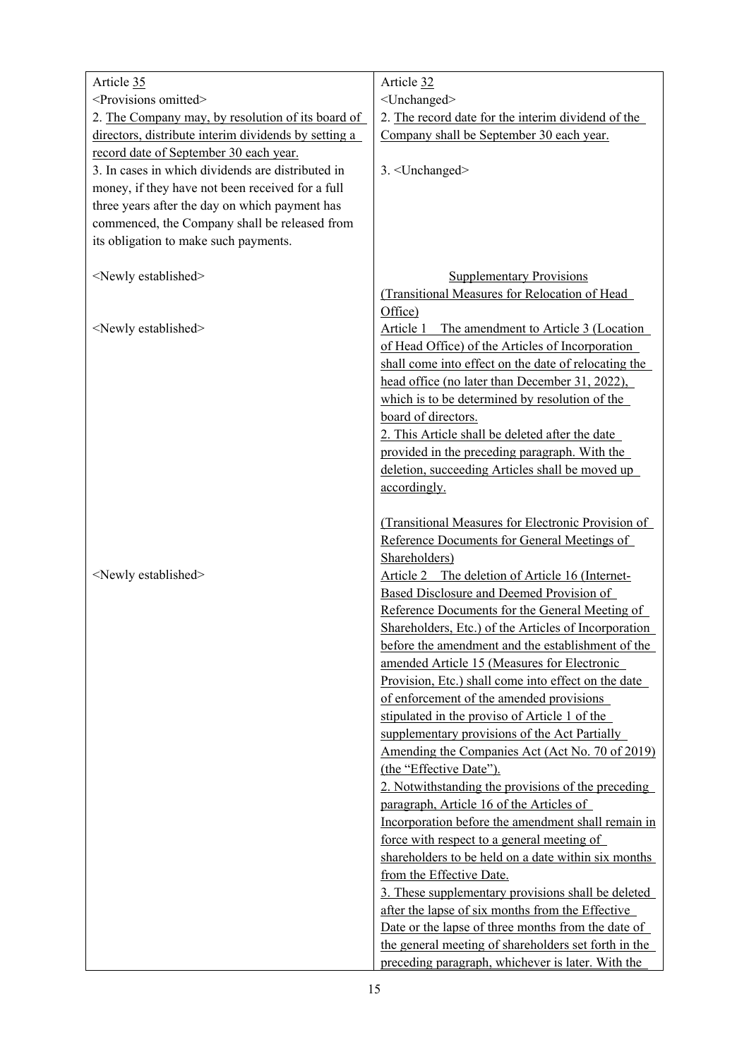| Current Articles of Incorporation | Proposed Amendments |
|---|---|
| Article 35<br><Provisions omitted><br>2. The Company may, by resolution of its board of directors, distribute interim dividends by setting a record date of September 30 each year.<br>3. In cases in which dividends are distributed in money, if they have not been received for a full three years after the day on which payment has commenced, the Company shall be released from its obligation to make such payments. | Article 32<br><Unchanged><br>2. The record date for the interim dividend of the Company shall be September 30 each year.<br><br>3. <Unchanged> |
| <Newly established> | Supplementary Provisions<br>(Transitional Measures for Relocation of Head Office) |
| <Newly established> | Article 1 The amendment to Article 3 (Location of Head Office) of the Articles of Incorporation shall come into effect on the date of relocating the head office (no later than December 31, 2022), which is to be determined by resolution of the board of directors.<br>2. This Article shall be deleted after the date provided in the preceding paragraph. With the deletion, succeeding Articles shall be moved up accordingly.<br><br>(Transitional Measures for Electronic Provision of Reference Documents for General Meetings of Shareholders) |
| <Newly established> | Article 2 The deletion of Article 16 (Internet-Based Disclosure and Deemed Provision of Reference Documents for the General Meeting of Shareholders, Etc.) of the Articles of Incorporation before the amendment and the establishment of the amended Article 15 (Measures for Electronic Provision, Etc.) shall come into effect on the date of enforcement of the amended provisions stipulated in the proviso of Article 1 of the supplementary provisions of the Act Partially Amending the Companies Act (Act No. 70 of 2019) (the "Effective Date").<br>2. Notwithstanding the provisions of the preceding paragraph, Article 16 of the Articles of Incorporation before the amendment shall remain in force with respect to a general meeting of shareholders to be held on a date within six months from the Effective Date.<br>3. These supplementary provisions shall be deleted after the lapse of six months from the Effective Date or the lapse of three months from the date of the general meeting of shareholders set forth in the preceding paragraph, whichever is later. With the |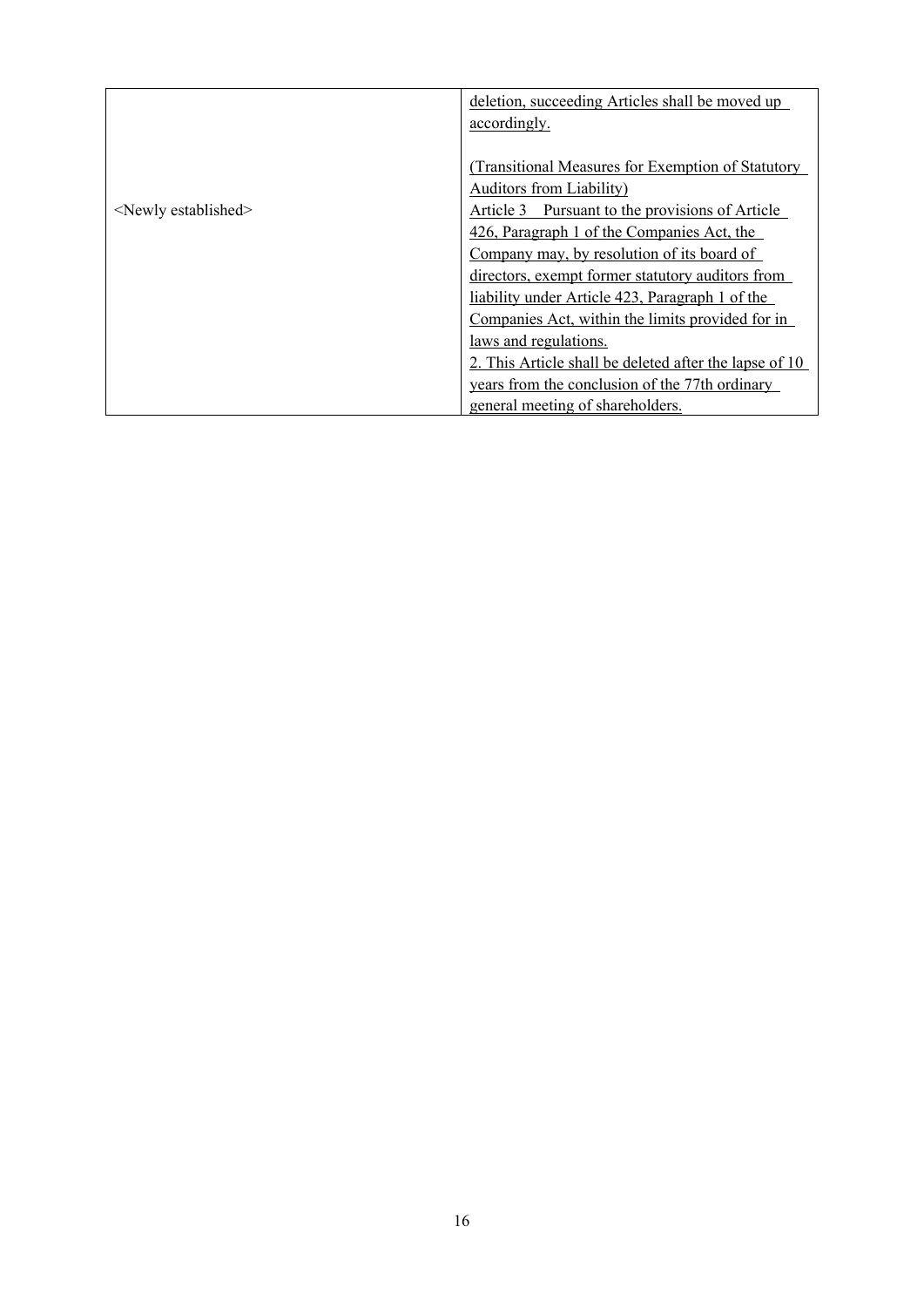|  |  |
| --- | --- |
|  | deletion, succeeding Articles shall be moved up accordingly. |
| <Newly established> | (Transitional Measures for Exemption of Statutory Auditors from Liability)<br>Article 3　Pursuant to the provisions of Article 426, Paragraph 1 of the Companies Act, the Company may, by resolution of its board of directors, exempt former statutory auditors from liability under Article 423, Paragraph 1 of the Companies Act, within the limits provided for in laws and regulations.<br>2. This Article shall be deleted after the lapse of 10 years from the conclusion of the 77th ordinary general meeting of shareholders. |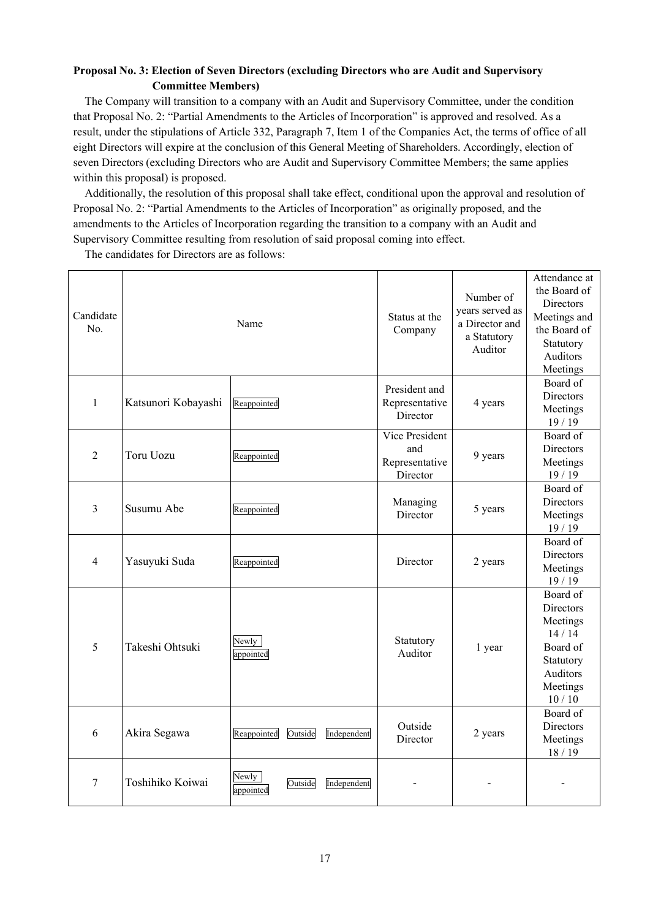**Proposal No. 3: Election of Seven Directors (excluding Directors who are Audit and Supervisory Committee Members)**

The Company will transition to a company with an Audit and Supervisory Committee, under the condition that Proposal No. 2: "Partial Amendments to the Articles of Incorporation" is approved and resolved. As a result, under the stipulations of Article 332, Paragraph 7, Item 1 of the Companies Act, the terms of office of all eight Directors will expire at the conclusion of this General Meeting of Shareholders. Accordingly, election of seven Directors (excluding Directors who are Audit and Supervisory Committee Members; the same applies within this proposal) is proposed.

Additionally, the resolution of this proposal shall take effect, conditional upon the approval and resolution of Proposal No. 2: "Partial Amendments to the Articles of Incorporation" as originally proposed, and the amendments to the Articles of Incorporation regarding the transition to a company with an Audit and Supervisory Committee resulting from resolution of said proposal coming into effect.

The candidates for Directors are as follows:

| Candidate No. | Name | | Status at the Company | Number of years served as a Director and a Statutory Auditor | Attendance at the Board of Directors Meetings and the Board of Statutory Auditors Meetings |
|---|---|---|---|---|---|
| 1 | Katsunori Kobayashi | Reappointed | President and Representative Director | 4 years | Board of Directors Meetings 19 / 19 |
| 2 | Toru Uozu | Reappointed | Vice President and Representative Director | 9 years | Board of Directors Meetings 19 / 19 |
| 3 | Susumu Abe | Reappointed | Managing Director | 5 years | Board of Directors Meetings 19 / 19 |
| 4 | Yasuyuki Suda | Reappointed | Director | 2 years | Board of Directors Meetings 19 / 19 |
| 5 | Takeshi Ohtsuki | Newly appointed | Statutory Auditor | 1 year | Board of Directors Meetings 14 / 14 Board of Statutory Auditors Meetings 10 / 10 |
| 6 | Akira Segawa | Reappointed Outside Independent | Outside Director | 2 years | Board of Directors Meetings 18 / 19 |
| 7 | Toshihiko Koiwai | Newly appointed Outside Independent | - | - | - |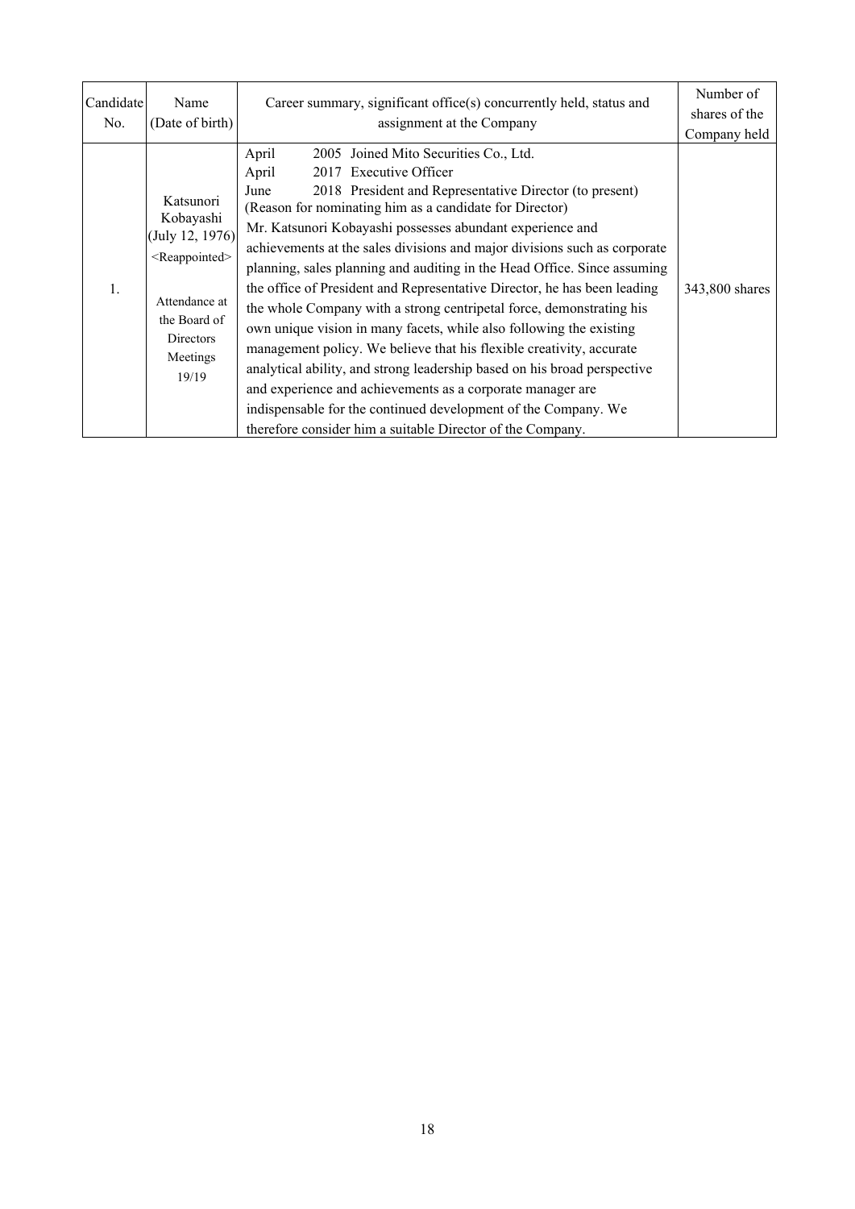| Candidate No. | Name (Date of birth) | Career summary, significant office(s) concurrently held, status and assignment at the Company | Number of shares of the Company held |
|---|---|---|---|
| 1. | Katsunori Kobayashi (July 12, 1976) <Reappointed> Attendance at the Board of Directors Meetings 19/19 | April 2005 Joined Mito Securities Co., Ltd.<br>April 2017 Executive Officer<br>June 2018 President and Representative Director (to present)<br>(Reason for nominating him as a candidate for Director)<br>Mr. Katsunori Kobayashi possesses abundant experience and achievements at the sales divisions and major divisions such as corporate planning, sales planning and auditing in the Head Office. Since assuming the office of President and Representative Director, he has been leading the whole Company with a strong centripetal force, demonstrating his own unique vision in many facets, while also following the existing management policy. We believe that his flexible creativity, accurate analytical ability, and strong leadership based on his broad perspective and experience and achievements as a corporate manager are indispensable for the continued development of the Company. We therefore consider him a suitable Director of the Company. | 343,800 shares |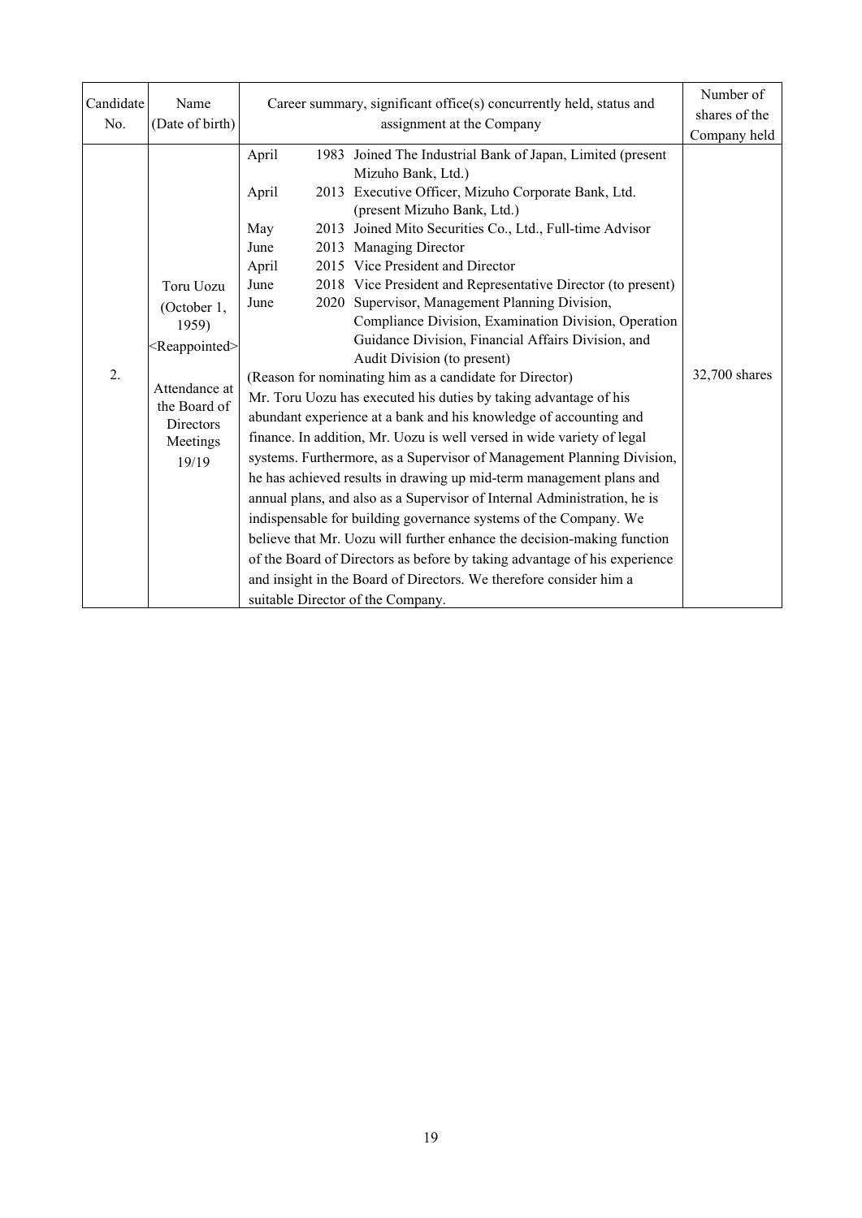| Candidate No. | Name (Date of birth) | Career summary, significant office(s) concurrently held, status and assignment at the Company | Number of shares of the Company held |
|---|---|---|---|
| 2. | Toru Uozu<br>(October 1, 1959)<br><Reappointed><br><br>Attendance at the Board of Directors Meetings<br>19/19 | April 1983 Joined The Industrial Bank of Japan, Limited (present Mizuho Bank, Ltd.)<br>April 2013 Executive Officer, Mizuho Corporate Bank, Ltd. (present Mizuho Bank, Ltd.)<br>May 2013 Joined Mito Securities Co., Ltd., Full-time Advisor<br>June 2013 Managing Director<br>April 2015 Vice President and Director<br>June 2018 Vice President and Representative Director (to present)<br>June 2020 Supervisor, Management Planning Division, Compliance Division, Examination Division, Operation Guidance Division, Financial Affairs Division, and Audit Division (to present)<br><br>(Reason for nominating him as a candidate for Director)<br>Mr. Toru Uozu has executed his duties by taking advantage of his abundant experience at a bank and his knowledge of accounting and finance. In addition, Mr. Uozu is well versed in wide variety of legal systems. Furthermore, as a Supervisor of Management Planning Division, he has achieved results in drawing up mid-term management plans and annual plans, and also as a Supervisor of Internal Administration, he is indispensable for building governance systems of the Company. We believe that Mr. Uozu will further enhance the decision-making function of the Board of Directors as before by taking advantage of his experience and insight in the Board of Directors. We therefore consider him a suitable Director of the Company. | 32,700 shares |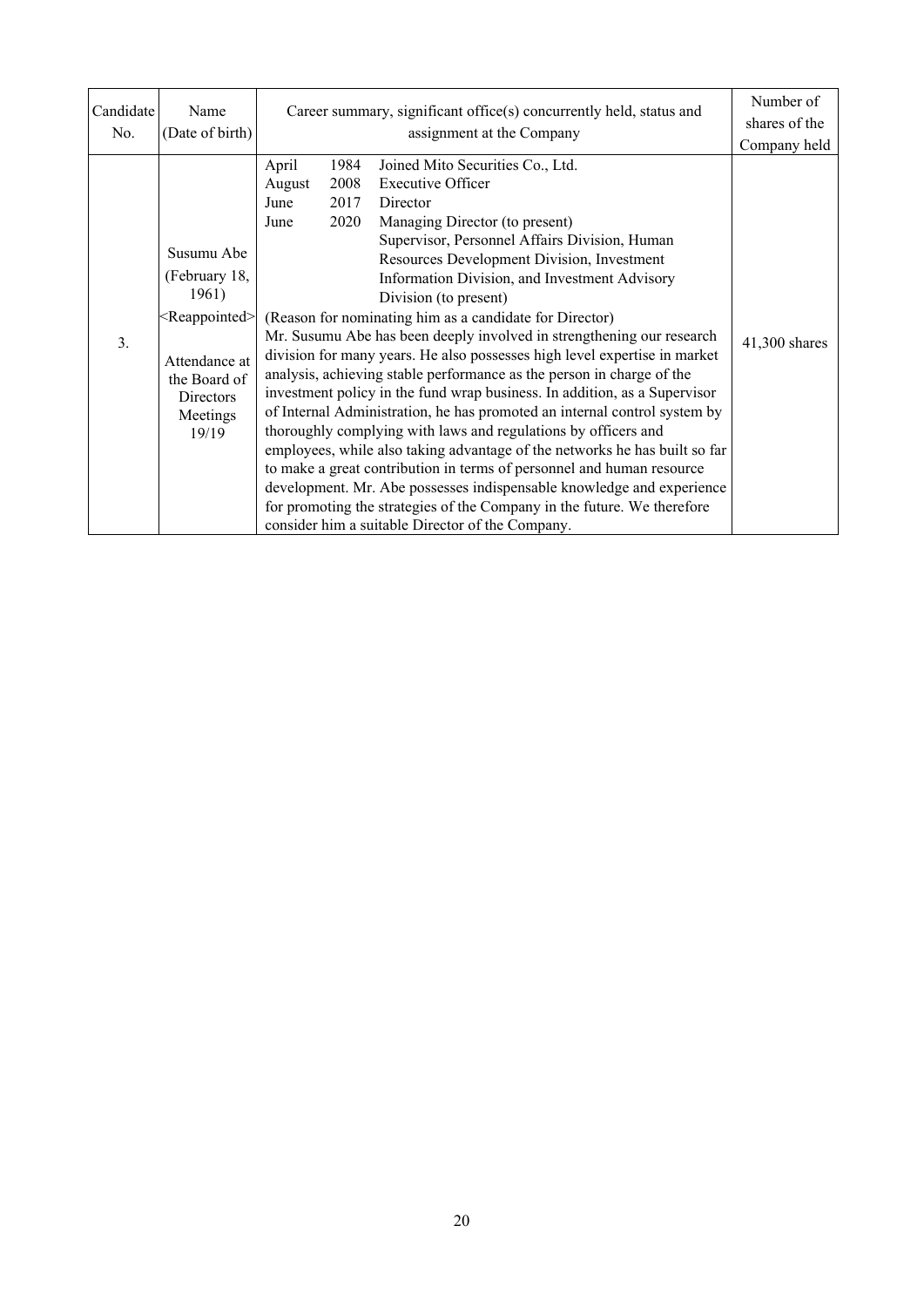| Candidate No. | Name (Date of birth) | Career summary, significant office(s) concurrently held, status and assignment at the Company | Number of shares of the Company held |
|---|---|---|---|
| 3. | Susumu Abe (February 18, 1961) <Reappointed> Attendance at the Board of Directors Meetings 19/19 | April 1984 Joined Mito Securities Co., Ltd.<br>August 2008 Executive Officer<br>June 2017 Director<br>June 2020 Managing Director (to present)<br>Supervisor, Personnel Affairs Division, Human Resources Development Division, Investment Information Division, and Investment Advisory Division (to present)<br>(Reason for nominating him as a candidate for Director)<br>Mr. Susumu Abe has been deeply involved in strengthening our research division for many years. He also possesses high level expertise in market analysis, achieving stable performance as the person in charge of the investment policy in the fund wrap business. In addition, as a Supervisor of Internal Administration, he has promoted an internal control system by thoroughly complying with laws and regulations by officers and employees, while also taking advantage of the networks he has built so far to make a great contribution in terms of personnel and human resource development. Mr. Abe possesses indispensable knowledge and experience for promoting the strategies of the Company in the future. We therefore consider him a suitable Director of the Company. | 41,300 shares |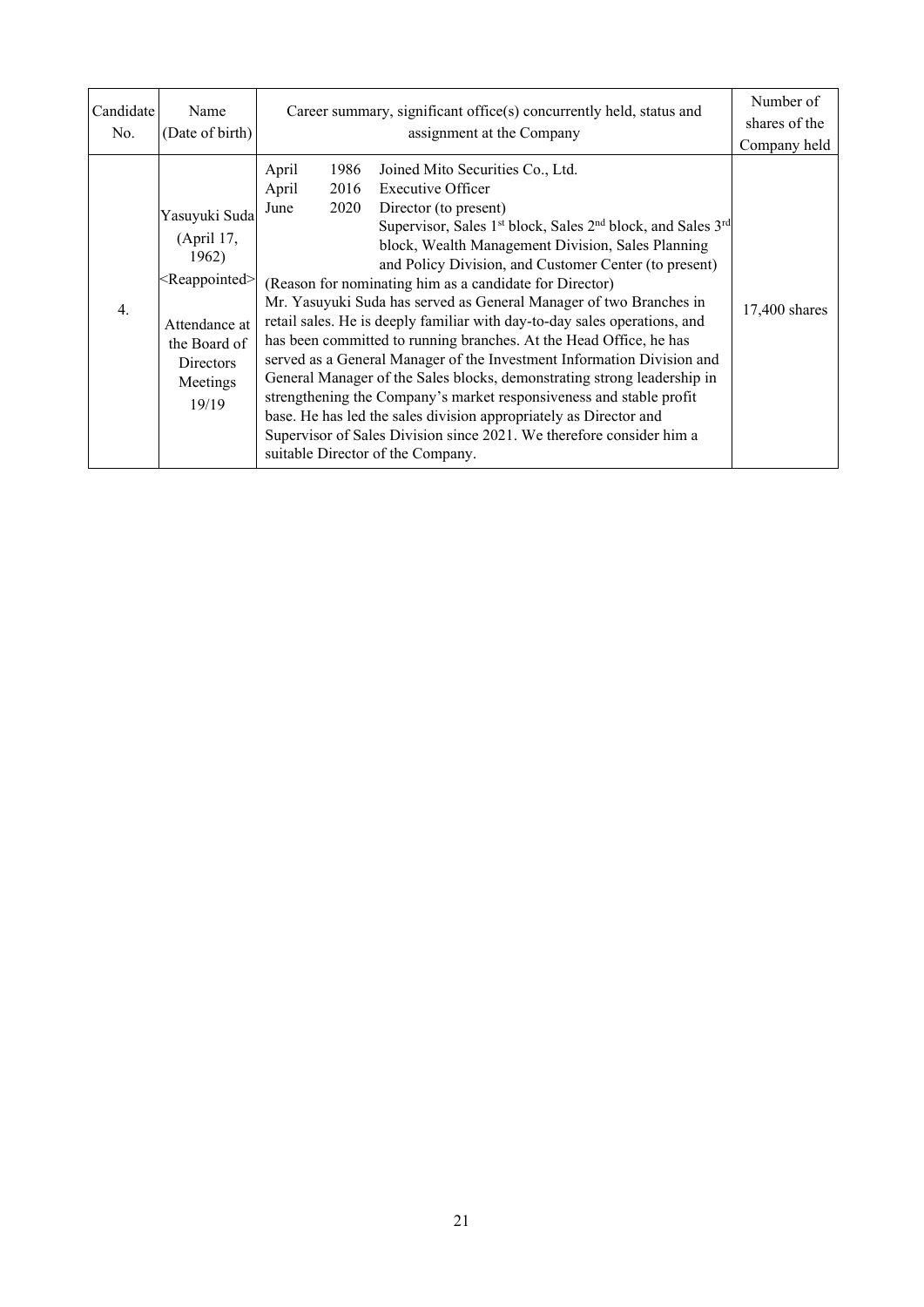| Candidate No. | Name (Date of birth) | Career summary, significant office(s) concurrently held, status and assignment at the Company | Number of shares of the Company held |
|---|---|---|---|
| 4. | Yasuyuki Suda (April 17, 1962) <Reappointed> Attendance at the Board of Directors Meetings 19/19 | April 1986 Joined Mito Securities Co., Ltd.<br>April 2016 Executive Officer<br>June 2020 Director (to present)<br>Supervisor, Sales 1st block, Sales 2nd block, and Sales 3rd block, Wealth Management Division, Sales Planning and Policy Division, and Customer Center (to present)<br>(Reason for nominating him as a candidate for Director)<br>Mr. Yasuyuki Suda has served as General Manager of two Branches in retail sales. He is deeply familiar with day-to-day sales operations, and has been committed to running branches. At the Head Office, he has served as a General Manager of the Investment Information Division and General Manager of the Sales blocks, demonstrating strong leadership in strengthening the Company's market responsiveness and stable profit base. He has led the sales division appropriately as Director and Supervisor of Sales Division since 2021. We therefore consider him a suitable Director of the Company. | 17,400 shares |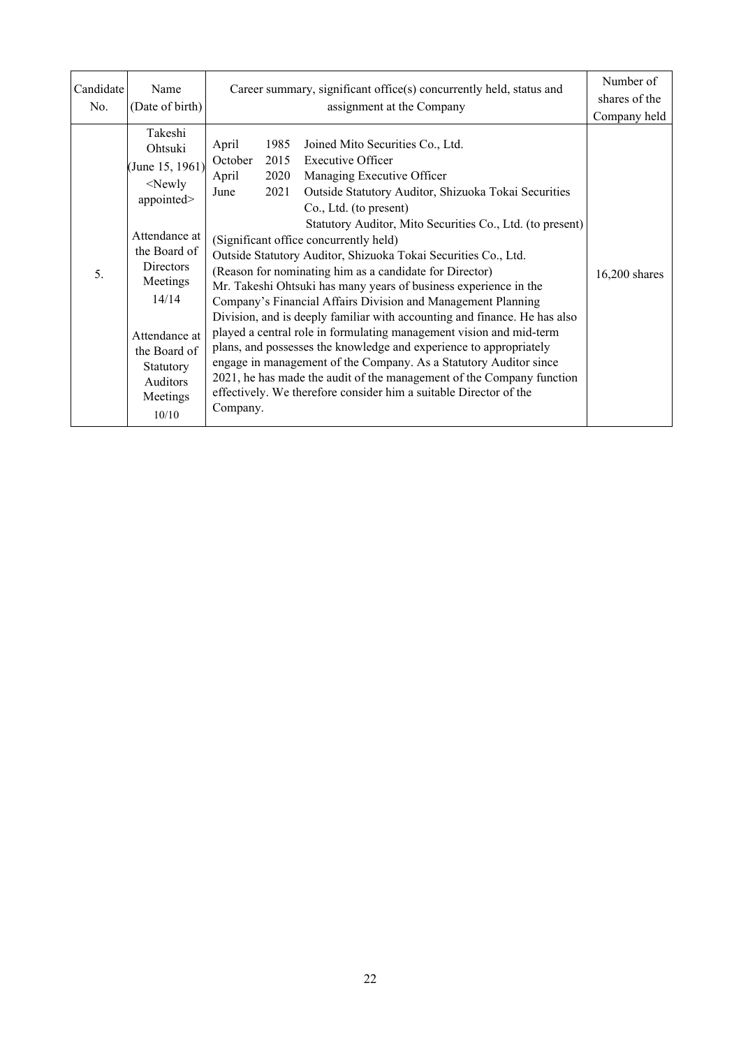| Candidate No. | Name (Date of birth) | Career summary, significant office(s) concurrently held, status and assignment at the Company | Number of shares of the Company held |
|---|---|---|---|
| 5. | Takeshi Ohtsuki (June 15, 1961) <Newly appointed><br><br>Attendance at the Board of Directors Meetings 14/14<br><br>Attendance at the Board of Statutory Auditors Meetings 10/10 | April 1985 Joined Mito Securities Co., Ltd.<br>October 2015 Executive Officer<br>April 2020 Managing Executive Officer<br>June 2021 Outside Statutory Auditor, Shizuoka Tokai Securities Co., Ltd. (to present)<br>Statutory Auditor, Mito Securities Co., Ltd. (to present)<br>(Significant office concurrently held)<br>Outside Statutory Auditor, Shizuoka Tokai Securities Co., Ltd.<br>(Reason for nominating him as a candidate for Director)<br>Mr. Takeshi Ohtsuki has many years of business experience in the Company's Financial Affairs Division and Management Planning Division, and is deeply familiar with accounting and finance. He has also played a central role in formulating management vision and mid-term plans, and possesses the knowledge and experience to appropriately engage in management of the Company. As a Statutory Auditor since 2021, he has made the audit of the management of the Company function effectively. We therefore consider him a suitable Director of the Company. | 16,200 shares |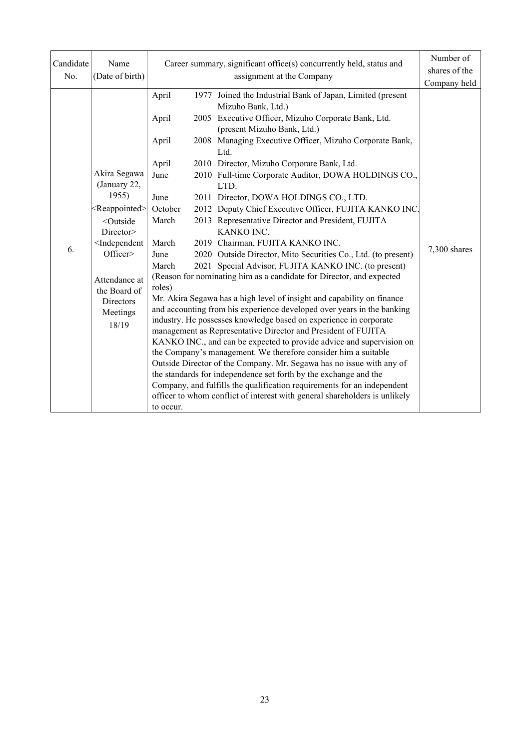| Candidate No. | Name (Date of birth) | Career summary, significant office(s) concurrently held, status and assignment at the Company | Number of shares of the Company held |
|---|---|---|---|
| 6. | Akira Segawa (January 22, 1955) <Reappointed> <Outside Director> <Independent Officer> Attendance at the Board of Directors Meetings 18/19 | April 1977 Joined the Industrial Bank of Japan, Limited (present Mizuho Bank, Ltd.)<br>April 2005 Executive Officer, Mizuho Corporate Bank, Ltd. (present Mizuho Bank, Ltd.)<br>April 2008 Managing Executive Officer, Mizuho Corporate Bank, Ltd.<br>April 2010 Director, Mizuho Corporate Bank, Ltd.<br>June 2010 Full-time Corporate Auditor, DOWA HOLDINGS CO., LTD.<br>June 2011 Director, DOWA HOLDINGS CO., LTD.<br>October 2012 Deputy Chief Executive Officer, FUJITA KANKO INC.<br>March 2013 Representative Director and President, FUJITA KANKO INC.<br>March 2019 Chairman, FUJITA KANKO INC.<br>June 2020 Outside Director, Mito Securities Co., Ltd. (to present)<br>March 2021 Special Advisor, FUJITA KANKO INC. (to present)<br>(Reason for nominating him as a candidate for Director, and expected roles)<br>Mr. Akira Segawa has a high level of insight and capability on finance and accounting from his experience developed over years in the banking industry. He possesses knowledge based on experience in corporate management as Representative Director and President of FUJITA KANKO INC., and can be expected to provide advice and supervision on the Company's management. We therefore consider him a suitable Outside Director of the Company. Mr. Segawa has no issue with any of the standards for independence set forth by the exchange and the Company, and fulfills the qualification requirements for an independent officer to whom conflict of interest with general shareholders is unlikely to occur. | 7,300 shares |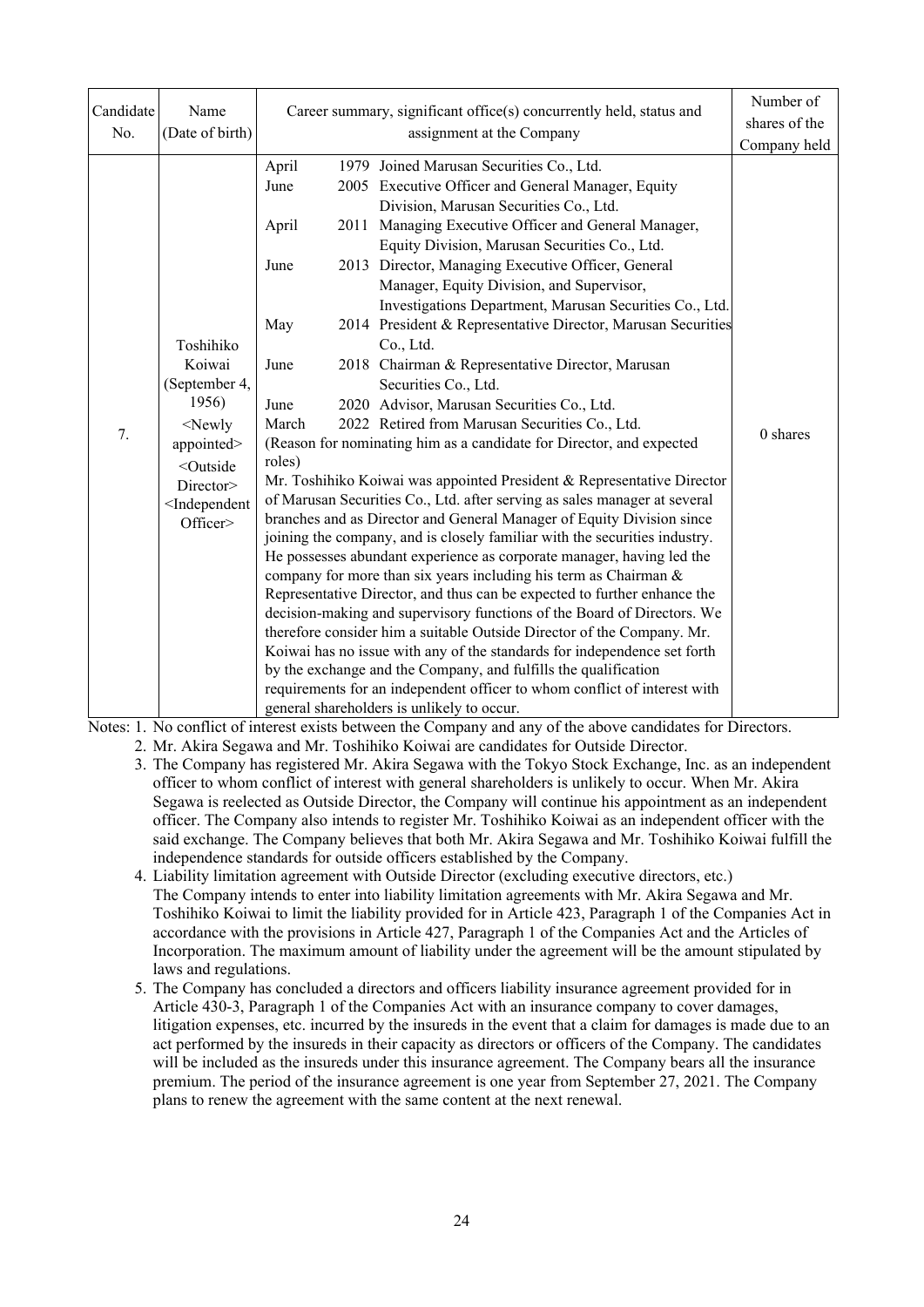| Candidate No. | Name (Date of birth) | Career summary, significant office(s) concurrently held, status and assignment at the Company | Number of shares of the Company held |
|---|---|---|---|
| 7. | Toshihiko Koiwai (September 4, 1956) <Newly appointed> <Outside Director> <Independent Officer> | April 1979 Joined Marusan Securities Co., Ltd.<br>June 2005 Executive Officer and General Manager, Equity Division, Marusan Securities Co., Ltd.<br>April 2011 Managing Executive Officer and General Manager, Equity Division, Marusan Securities Co., Ltd.<br>June 2013 Director, Managing Executive Officer, General Manager, Equity Division, and Supervisor, Investigations Department, Marusan Securities Co., Ltd.<br>May 2014 President & Representative Director, Marusan Securities Co., Ltd.<br>June 2018 Chairman & Representative Director, Marusan Securities Co., Ltd.<br>June 2020 Advisor, Marusan Securities Co., Ltd.<br>March 2022 Retired from Marusan Securities Co., Ltd.<br>(Reason for nominating him as a candidate for Director, and expected roles)<br>Mr. Toshihiko Koiwai was appointed President & Representative Director of Marusan Securities Co., Ltd. after serving as sales manager at several branches and as Director and General Manager of Equity Division since joining the company, and is closely familiar with the securities industry. He possesses abundant experience as corporate manager, having led the company for more than six years including his term as Chairman & Representative Director, and thus can be expected to further enhance the decision-making and supervisory functions of the Board of Directors. We therefore consider him a suitable Outside Director of the Company. Mr. Koiwai has no issue with any of the standards for independence set forth by the exchange and the Company, and fulfills the qualification requirements for an independent officer to whom conflict of interest with general shareholders is unlikely to occur. | 0 shares |

Notes:

1. No conflict of interest exists between the Company and any of the above candidates for Directors.
2. Mr. Akira Segawa and Mr. Toshihiko Koiwai are candidates for Outside Director.
3. The Company has registered Mr. Akira Segawa with the Tokyo Stock Exchange, Inc. as an independent officer to whom conflict of interest with general shareholders is unlikely to occur. When Mr. Akira Segawa is reelected as Outside Director, the Company will continue his appointment as an independent officer. The Company also intends to register Mr. Toshihiko Koiwai as an independent officer with the said exchange. The Company believes that both Mr. Akira Segawa and Mr. Toshihiko Koiwai fulfill the independence standards for outside officers established by the Company.
4. Liability limitation agreement with Outside Director (excluding executive directors, etc.)
   The Company intends to enter into liability limitation agreements with Mr. Akira Segawa and Mr. Toshihiko Koiwai to limit the liability provided for in Article 423, Paragraph 1 of the Companies Act in accordance with the provisions in Article 427, Paragraph 1 of the Companies Act and the Articles of Incorporation. The maximum amount of liability under the agreement will be the amount stipulated by laws and regulations.
5. The Company has concluded a directors and officers liability insurance agreement provided for in Article 430-3, Paragraph 1 of the Companies Act with an insurance company to cover damages, litigation expenses, etc. incurred by the insureds in the event that a claim for damages is made due to an act performed by the insureds in their capacity as directors or officers of the Company. The candidates will be included as the insureds under this insurance agreement. The Company bears all the insurance premium. The period of the insurance agreement is one year from September 27, 2021. The Company plans to renew the agreement with the same content at the next renewal.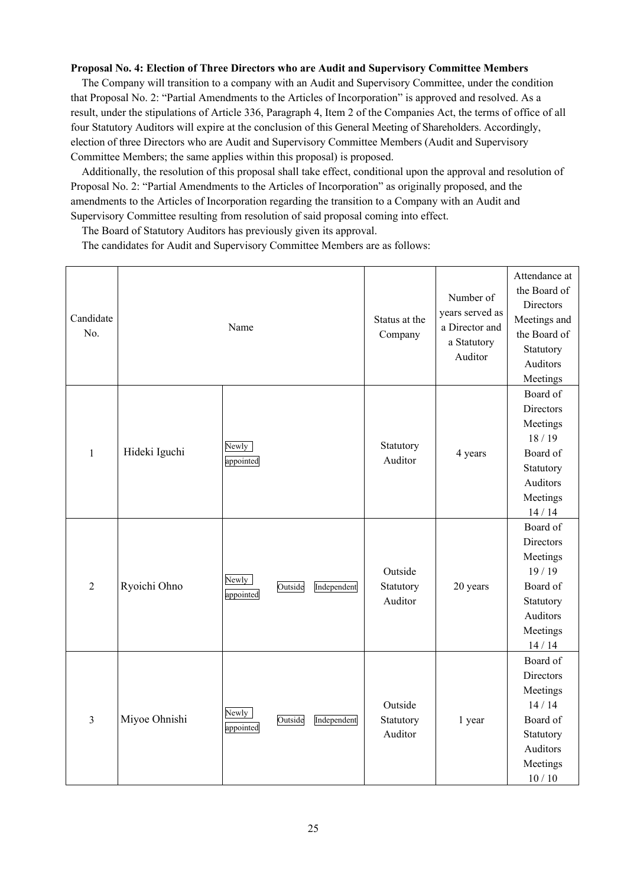**Proposal No. 4: Election of Three Directors who are Audit and Supervisory Committee Members**

The Company will transition to a company with an Audit and Supervisory Committee, under the condition that Proposal No. 2: "Partial Amendments to the Articles of Incorporation" is approved and resolved. As a result, under the stipulations of Article 336, Paragraph 4, Item 2 of the Companies Act, the terms of office of all four Statutory Auditors will expire at the conclusion of this General Meeting of Shareholders. Accordingly, election of three Directors who are Audit and Supervisory Committee Members (Audit and Supervisory Committee Members; the same applies within this proposal) is proposed.

Additionally, the resolution of this proposal shall take effect, conditional upon the approval and resolution of Proposal No. 2: "Partial Amendments to the Articles of Incorporation" as originally proposed, and the amendments to the Articles of Incorporation regarding the transition to a Company with an Audit and Supervisory Committee resulting from resolution of said proposal coming into effect.

The Board of Statutory Auditors has previously given its approval.

The candidates for Audit and Supervisory Committee Members are as follows:

| Candidate No. | Name | | Status at the Company | Number of years served as a Director and a Statutory Auditor | Attendance at the Board of Directors Meetings and the Board of Statutory Auditors Meetings |
|---|---|---|---|---|---|
| 1 | Hideki Iguchi | Newly appointed | Statutory Auditor | 4 years | Board of Directors Meetings 18 / 19 Board of Statutory Auditors Meetings 14 / 14 |
| 2 | Ryoichi Ohno | Newly appointed Outside Independent | Outside Statutory Auditor | 20 years | Board of Directors Meetings 19 / 19 Board of Statutory Auditors Meetings 14 / 14 |
| 3 | Miyoe Ohnishi | Newly appointed Outside Independent | Outside Statutory Auditor | 1 year | Board of Directors Meetings 14 / 14 Board of Statutory Auditors Meetings 10 / 10 |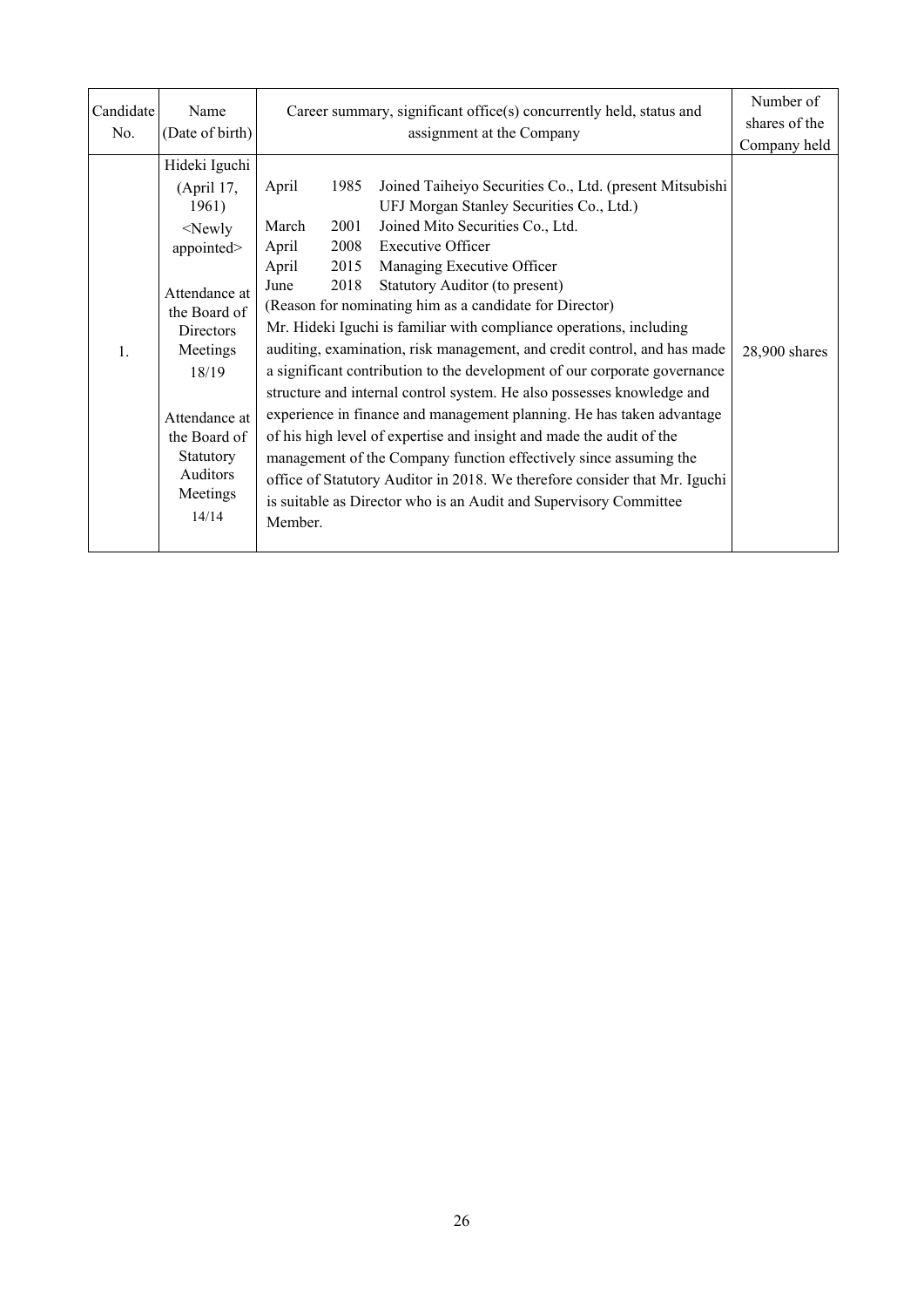| Candidate No. | Name (Date of birth) | Career summary, significant office(s) concurrently held, status and assignment at the Company | Number of shares of the Company held |
|---|---|---|---|
| 1. | Hideki Iguchi (April 17, 1961) <Newly appointed> Attendance at the Board of Directors Meetings 18/19 Attendance at the Board of Statutory Auditors Meetings 14/14 | April 1985 Joined Taiheiyo Securities Co., Ltd. (present Mitsubishi UFJ Morgan Stanley Securities Co., Ltd.)<br>March 2001 Joined Mito Securities Co., Ltd.<br>April 2008 Executive Officer<br>April 2015 Managing Executive Officer<br>June 2018 Statutory Auditor (to present)<br>(Reason for nominating him as a candidate for Director)<br>Mr. Hideki Iguchi is familiar with compliance operations, including auditing, examination, risk management, and credit control, and has made a significant contribution to the development of our corporate governance structure and internal control system. He also possesses knowledge and experience in finance and management planning. He has taken advantage of his high level of expertise and insight and made the audit of the management of the Company function effectively since assuming the office of Statutory Auditor in 2018. We therefore consider that Mr. Iguchi is suitable as Director who is an Audit and Supervisory Committee Member. | 28,900 shares |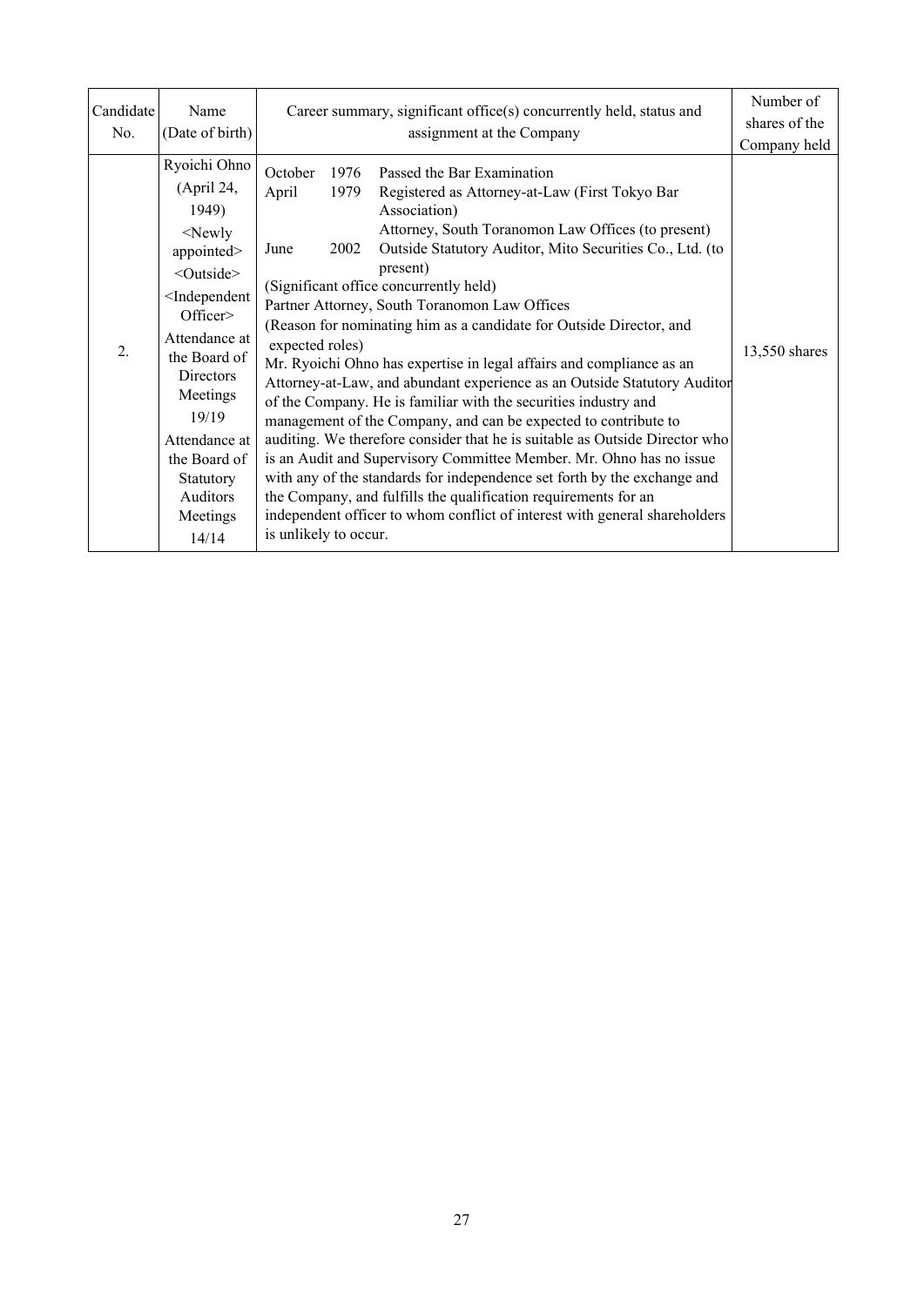| Candidate No. | Name (Date of birth) | Career summary, significant office(s) concurrently held, status and assignment at the Company | Number of shares of the Company held |
|---|---|---|---|
| 2. | Ryoichi Ohno (April 24, 1949) <Newly appointed> <Outside> <Independent Officer> Attendance at the Board of Directors Meetings 19/19 Attendance at the Board of Statutory Auditors Meetings 14/14 | October 1976 Passed the Bar Examination<br>April 1979 Registered as Attorney-at-Law (First Tokyo Bar Association)<br>Attorney, South Toranomon Law Offices (to present)<br>June 2002 Outside Statutory Auditor, Mito Securities Co., Ltd. (to present)<br>(Significant office concurrently held)<br>Partner Attorney, South Toranomon Law Offices<br>(Reason for nominating him as a candidate for Outside Director, and expected roles)<br>Mr. Ryoichi Ohno has expertise in legal affairs and compliance as an Attorney-at-Law, and abundant experience as an Outside Statutory Auditor of the Company. He is familiar with the securities industry and management of the Company, and can be expected to contribute to auditing. We therefore consider that he is suitable as Outside Director who is an Audit and Supervisory Committee Member. Mr. Ohno has no issue with any of the standards for independence set forth by the exchange and the Company, and fulfills the qualification requirements for an independent officer to whom conflict of interest with general shareholders is unlikely to occur. | 13,550 shares |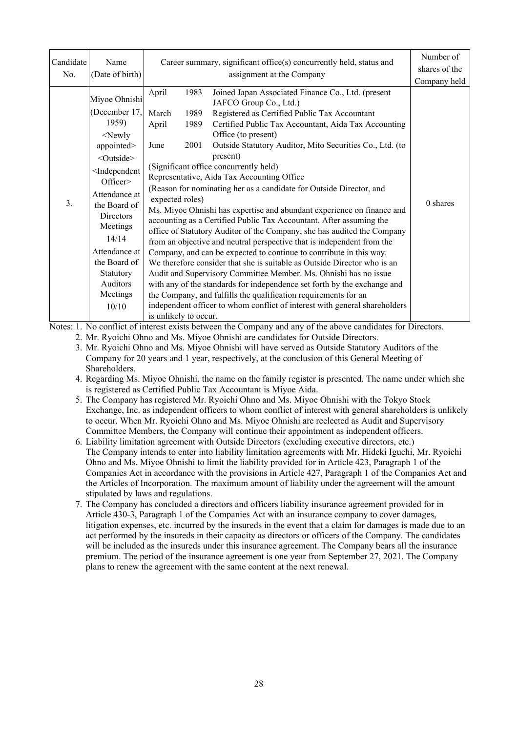| Candidate No. | Name (Date of birth) | Career summary, significant office(s) concurrently held, status and assignment at the Company | Number of shares of the Company held |
|---|---|---|---|
| 3. | Miyoe Ohnishi (December 17, 1959) <Newly appointed> <Outside> <Independent Officer> Attendance at the Board of Directors Meetings 14/14 Attendance at the Board of Statutory Auditors Meetings 10/10 | April 1983 Joined Japan Associated Finance Co., Ltd. (present JAFCO Group Co., Ltd.)<br>March 1989 Registered as Certified Public Tax Accountant<br>April 1989 Certified Public Tax Accountant, Aida Tax Accounting Office (to present)<br>June 2001 Outside Statutory Auditor, Mito Securities Co., Ltd. (to present)<br>(Significant office concurrently held)<br>Representative, Aida Tax Accounting Office<br>(Reason for nominating her as a candidate for Outside Director, and expected roles)<br>Ms. Miyoe Ohnishi has expertise and abundant experience on finance and accounting as a Certified Public Tax Accountant. After assuming the office of Statutory Auditor of the Company, she has audited the Company from an objective and neutral perspective that is independent from the Company, and can be expected to continue to contribute in this way. We therefore consider that she is suitable as Outside Director who is an Audit and Supervisory Committee Member. Ms. Ohnishi has no issue with any of the standards for independence set forth by the exchange and the Company, and fulfills the qualification requirements for an independent officer to whom conflict of interest with general shareholders is unlikely to occur. | 0 shares |

Notes: 1. No conflict of interest exists between the Company and any of the above candidates for Directors.

2. Mr. Ryoichi Ohno and Ms. Miyoe Ohnishi are candidates for Outside Directors.

3. Mr. Ryoichi Ohno and Ms. Miyoe Ohnishi will have served as Outside Statutory Auditors of the Company for 20 years and 1 year, respectively, at the conclusion of this General Meeting of Shareholders.

4. Regarding Ms. Miyoe Ohnishi, the name on the family register is presented. The name under which she is registered as Certified Public Tax Accountant is Miyoe Aida.

5. The Company has registered Mr. Ryoichi Ohno and Ms. Miyoe Ohnishi with the Tokyo Stock Exchange, Inc. as independent officers to whom conflict of interest with general shareholders is unlikely to occur. When Mr. Ryoichi Ohno and Ms. Miyoe Ohnishi are reelected as Audit and Supervisory Committee Members, the Company will continue their appointment as independent officers.

6. Liability limitation agreement with Outside Directors (excluding executive directors, etc.)
The Company intends to enter into liability limitation agreements with Mr. Hideki Iguchi, Mr. Ryoichi Ohno and Ms. Miyoe Ohnishi to limit the liability provided for in Article 423, Paragraph 1 of the Companies Act in accordance with the provisions in Article 427, Paragraph 1 of the Companies Act and the Articles of Incorporation. The maximum amount of liability under the agreement will the amount stipulated by laws and regulations.

7. The Company has concluded a directors and officers liability insurance agreement provided for in Article 430-3, Paragraph 1 of the Companies Act with an insurance company to cover damages, litigation expenses, etc. incurred by the insureds in the event that a claim for damages is made due to an act performed by the insureds in their capacity as directors or officers of the Company. The candidates will be included as the insureds under this insurance agreement. The Company bears all the insurance premium. The period of the insurance agreement is one year from September 27, 2021. The Company plans to renew the agreement with the same content at the next renewal.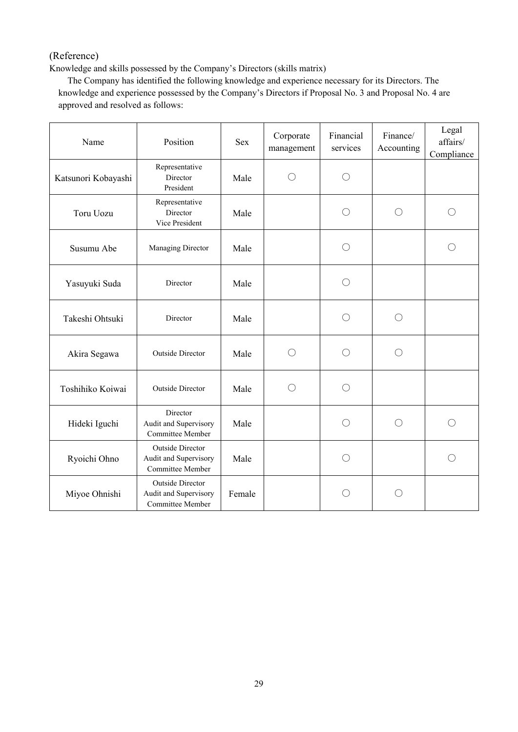(Reference)

Knowledge and skills possessed by the Company's Directors (skills matrix)

The Company has identified the following knowledge and experience necessary for its Directors. The knowledge and experience possessed by the Company's Directors if Proposal No. 3 and Proposal No. 4 are approved and resolved as follows:

| Name | Position | Sex | Corporate management | Financial services | Finance/ Accounting | Legal affairs/ Compliance |
|---|---|---|---|---|---|---|
| Katsunori Kobayashi | Representative Director President | Male | 〇 | 〇 | | |
| Toru Uozu | Representative Director Vice President | Male | | 〇 | 〇 | 〇 |
| Susumu Abe | Managing Director | Male | | 〇 | | 〇 |
| Yasuyuki Suda | Director | Male | | 〇 | | |
| Takeshi Ohtsuki | Director | Male | | 〇 | 〇 | |
| Akira Segawa | Outside Director | Male | 〇 | 〇 | 〇 | |
| Toshihiko Koiwai | Outside Director | Male | 〇 | 〇 | | |
| Hideki Iguchi | Director Audit and Supervisory Committee Member | Male | | 〇 | 〇 | 〇 |
| Ryoichi Ohno | Outside Director Audit and Supervisory Committee Member | Male | | 〇 | | 〇 |
| Miyoe Ohnishi | Outside Director Audit and Supervisory Committee Member | Female | | 〇 | 〇 | |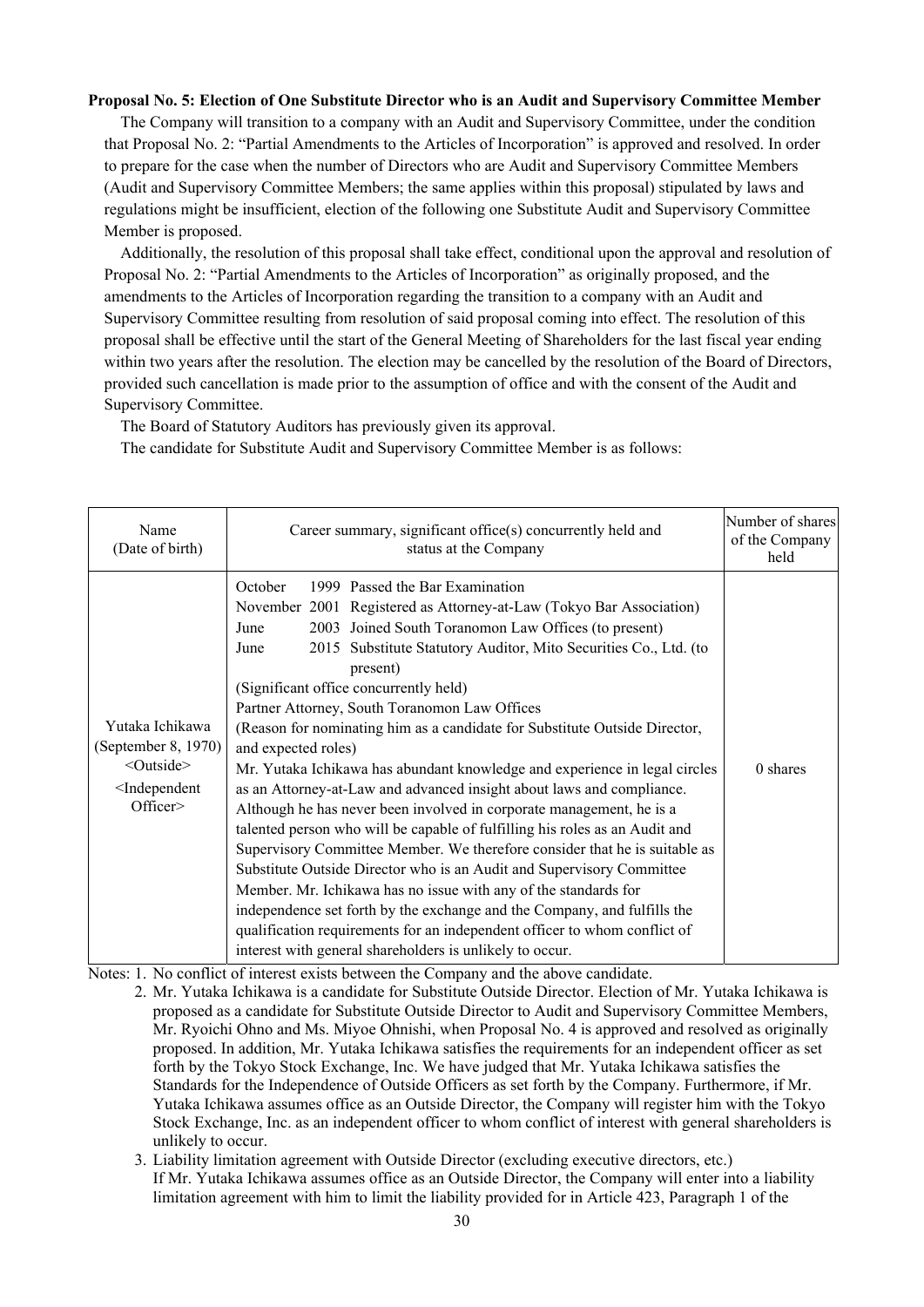**Proposal No. 5: Election of One Substitute Director who is an Audit and Supervisory Committee Member**

The Company will transition to a company with an Audit and Supervisory Committee, under the condition that Proposal No. 2: "Partial Amendments to the Articles of Incorporation" is approved and resolved. In order to prepare for the case when the number of Directors who are Audit and Supervisory Committee Members (Audit and Supervisory Committee Members; the same applies within this proposal) stipulated by laws and regulations might be insufficient, election of the following one Substitute Audit and Supervisory Committee Member is proposed.

Additionally, the resolution of this proposal shall take effect, conditional upon the approval and resolution of Proposal No. 2: "Partial Amendments to the Articles of Incorporation" as originally proposed, and the amendments to the Articles of Incorporation regarding the transition to a company with an Audit and Supervisory Committee resulting from resolution of said proposal coming into effect. The resolution of this proposal shall be effective until the start of the General Meeting of Shareholders for the last fiscal year ending within two years after the resolution. The election may be cancelled by the resolution of the Board of Directors, provided such cancellation is made prior to the assumption of office and with the consent of the Audit and Supervisory Committee.

The Board of Statutory Auditors has previously given its approval.

The candidate for Substitute Audit and Supervisory Committee Member is as follows:

| Name (Date of birth) | Career summary, significant office(s) concurrently held and status at the Company | Number of shares of the Company held |
|---|---|---|
| Yutaka Ichikawa (September 8, 1970) <Outside> <Independent Officer> | October 1999 Passed the Bar Examination<br>November 2001 Registered as Attorney-at-Law (Tokyo Bar Association)<br>June 2003 Joined South Toranomon Law Offices (to present)<br>June 2015 Substitute Statutory Auditor, Mito Securities Co., Ltd. (to present)<br>(Significant office concurrently held)<br>Partner Attorney, South Toranomon Law Offices<br>(Reason for nominating him as a candidate for Substitute Outside Director, and expected roles)<br>Mr. Yutaka Ichikawa has abundant knowledge and experience in legal circles as an Attorney-at-Law and advanced insight about laws and compliance. Although he has never been involved in corporate management, he is a talented person who will be capable of fulfilling his roles as an Audit and Supervisory Committee Member. We therefore consider that he is suitable as Substitute Outside Director who is an Audit and Supervisory Committee Member. Mr. Ichikawa has no issue with any of the standards for independence set forth by the exchange and the Company, and fulfills the qualification requirements for an independent officer to whom conflict of interest with general shareholders is unlikely to occur. | 0 shares |

Notes: 1. No conflict of interest exists between the Company and the above candidate.

2. Mr. Yutaka Ichikawa is a candidate for Substitute Outside Director. Election of Mr. Yutaka Ichikawa is proposed as a candidate for Substitute Outside Director to Audit and Supervisory Committee Members, Mr. Ryoichi Ohno and Ms. Miyoe Ohnishi, when Proposal No. 4 is approved and resolved as originally proposed. In addition, Mr. Yutaka Ichikawa satisfies the requirements for an independent officer as set forth by the Tokyo Stock Exchange, Inc. We have judged that Mr. Yutaka Ichikawa satisfies the Standards for the Independence of Outside Officers as set forth by the Company. Furthermore, if Mr. Yutaka Ichikawa assumes office as an Outside Director, the Company will register him with the Tokyo Stock Exchange, Inc. as an independent officer to whom conflict of interest with general shareholders is unlikely to occur.

3. Liability limitation agreement with Outside Director (excluding executive directors, etc.)
If Mr. Yutaka Ichikawa assumes office as an Outside Director, the Company will enter into a liability limitation agreement with him to limit the liability provided for in Article 423, Paragraph 1 of the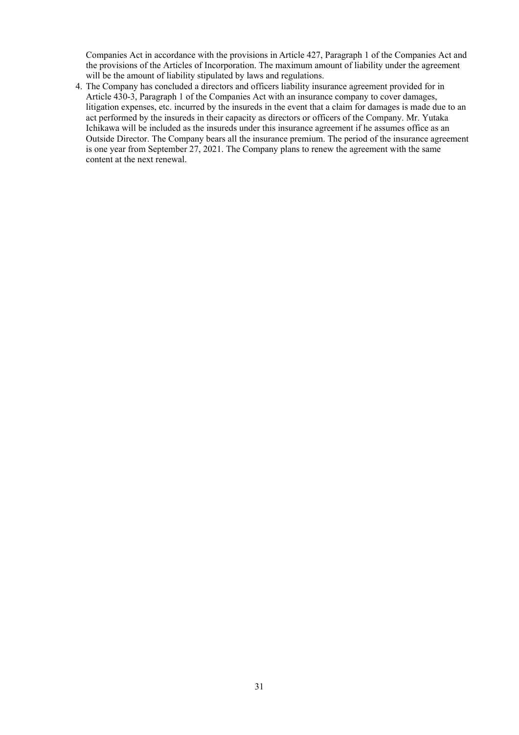Companies Act in accordance with the provisions in Article 427, Paragraph 1 of the Companies Act and the provisions of the Articles of Incorporation. The maximum amount of liability under the agreement will be the amount of liability stipulated by laws and regulations.

4. The Company has concluded a directors and officers liability insurance agreement provided for in Article 430-3, Paragraph 1 of the Companies Act with an insurance company to cover damages, litigation expenses, etc. incurred by the insureds in the event that a claim for damages is made due to an act performed by the insureds in their capacity as directors or officers of the Company. Mr. Yutaka Ichikawa will be included as the insureds under this insurance agreement if he assumes office as an Outside Director. The Company bears all the insurance premium. The period of the insurance agreement is one year from September 27, 2021. The Company plans to renew the agreement with the same content at the next renewal.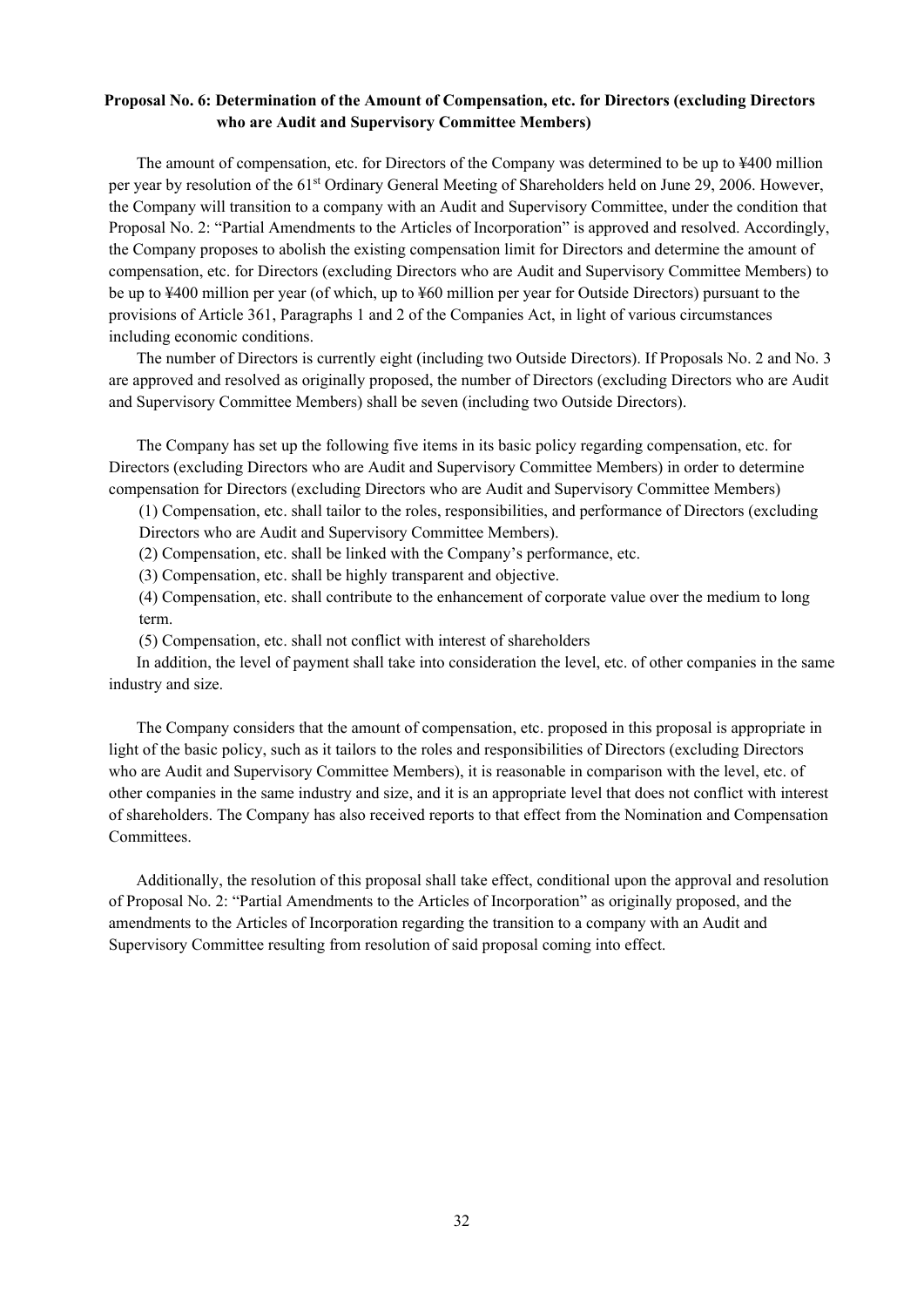### Proposal No. 6: Determination of the Amount of Compensation, etc. for Directors (excluding Directors who are Audit and Supervisory Committee Members)

The amount of compensation, etc. for Directors of the Company was determined to be up to ¥400 million per year by resolution of the 61st Ordinary General Meeting of Shareholders held on June 29, 2006. However, the Company will transition to a company with an Audit and Supervisory Committee, under the condition that Proposal No. 2: "Partial Amendments to the Articles of Incorporation" is approved and resolved. Accordingly, the Company proposes to abolish the existing compensation limit for Directors and determine the amount of compensation, etc. for Directors (excluding Directors who are Audit and Supervisory Committee Members) to be up to ¥400 million per year (of which, up to ¥60 million per year for Outside Directors) pursuant to the provisions of Article 361, Paragraphs 1 and 2 of the Companies Act, in light of various circumstances including economic conditions.

The number of Directors is currently eight (including two Outside Directors). If Proposals No. 2 and No. 3 are approved and resolved as originally proposed, the number of Directors (excluding Directors who are Audit and Supervisory Committee Members) shall be seven (including two Outside Directors).

The Company has set up the following five items in its basic policy regarding compensation, etc. for Directors (excluding Directors who are Audit and Supervisory Committee Members) in order to determine compensation for Directors (excluding Directors who are Audit and Supervisory Committee Members)

(1) Compensation, etc. shall tailor to the roles, responsibilities, and performance of Directors (excluding Directors who are Audit and Supervisory Committee Members).

(2) Compensation, etc. shall be linked with the Company's performance, etc.

(3) Compensation, etc. shall be highly transparent and objective.

(4) Compensation, etc. shall contribute to the enhancement of corporate value over the medium to long term.

(5) Compensation, etc. shall not conflict with interest of shareholders

In addition, the level of payment shall take into consideration the level, etc. of other companies in the same industry and size.

The Company considers that the amount of compensation, etc. proposed in this proposal is appropriate in light of the basic policy, such as it tailors to the roles and responsibilities of Directors (excluding Directors who are Audit and Supervisory Committee Members), it is reasonable in comparison with the level, etc. of other companies in the same industry and size, and it is an appropriate level that does not conflict with interest of shareholders. The Company has also received reports to that effect from the Nomination and Compensation Committees.

Additionally, the resolution of this proposal shall take effect, conditional upon the approval and resolution of Proposal No. 2: "Partial Amendments to the Articles of Incorporation" as originally proposed, and the amendments to the Articles of Incorporation regarding the transition to a company with an Audit and Supervisory Committee resulting from resolution of said proposal coming into effect.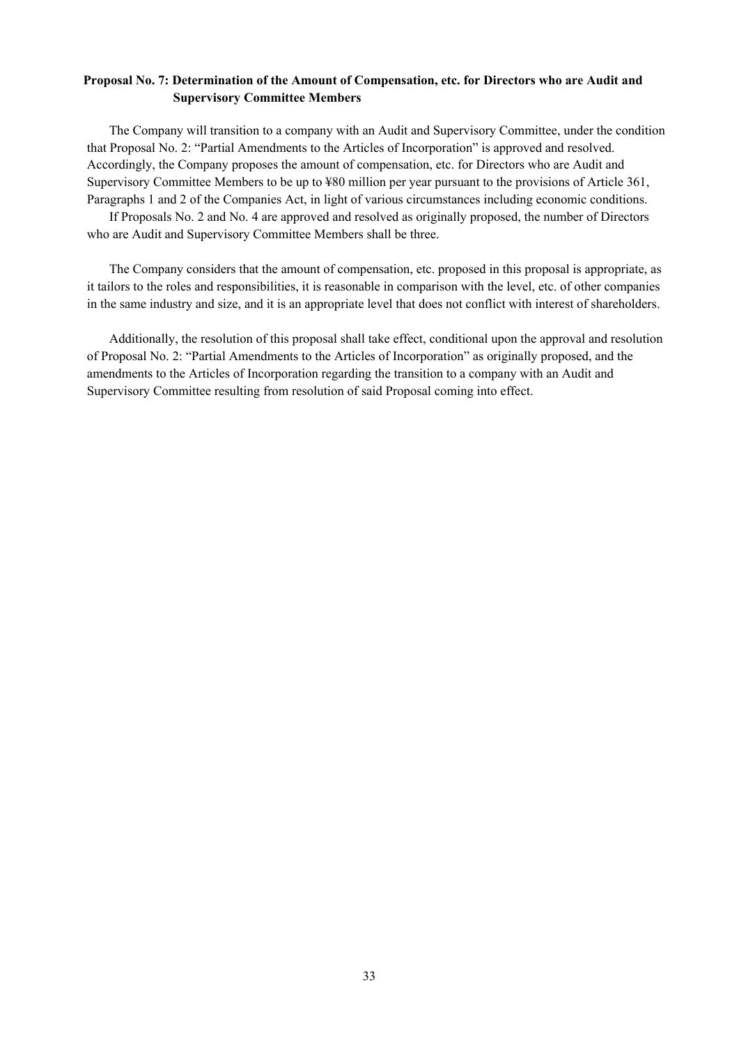**Proposal No. 7: Determination of the Amount of Compensation, etc. for Directors who are Audit and Supervisory Committee Members**

The Company will transition to a company with an Audit and Supervisory Committee, under the condition that Proposal No. 2: "Partial Amendments to the Articles of Incorporation" is approved and resolved. Accordingly, the Company proposes the amount of compensation, etc. for Directors who are Audit and Supervisory Committee Members to be up to ¥80 million per year pursuant to the provisions of Article 361, Paragraphs 1 and 2 of the Companies Act, in light of various circumstances including economic conditions.

If Proposals No. 2 and No. 4 are approved and resolved as originally proposed, the number of Directors who are Audit and Supervisory Committee Members shall be three.

The Company considers that the amount of compensation, etc. proposed in this proposal is appropriate, as it tailors to the roles and responsibilities, it is reasonable in comparison with the level, etc. of other companies in the same industry and size, and it is an appropriate level that does not conflict with interest of shareholders.

Additionally, the resolution of this proposal shall take effect, conditional upon the approval and resolution of Proposal No. 2: "Partial Amendments to the Articles of Incorporation" as originally proposed, and the amendments to the Articles of Incorporation regarding the transition to a company with an Audit and Supervisory Committee resulting from resolution of said Proposal coming into effect.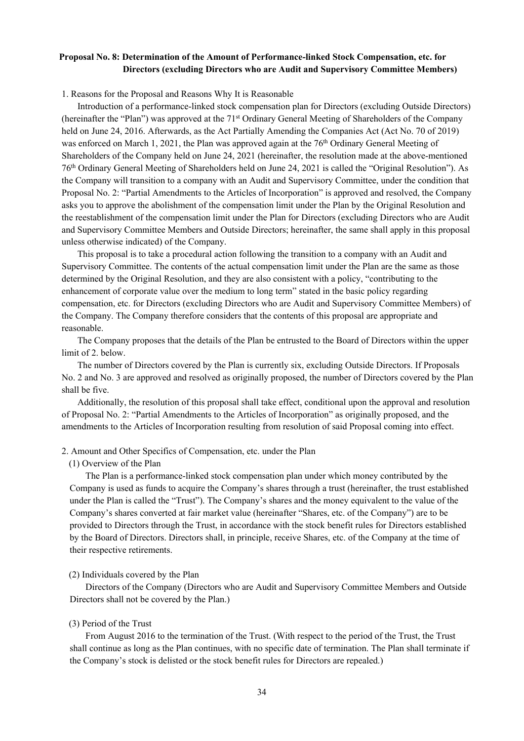**Proposal No. 8: Determination of the Amount of Performance-linked Stock Compensation, etc. for Directors (excluding Directors who are Audit and Supervisory Committee Members)**

1. Reasons for the Proposal and Reasons Why It is Reasonable

Introduction of a performance-linked stock compensation plan for Directors (excluding Outside Directors) (hereinafter the "Plan") was approved at the 71st Ordinary General Meeting of Shareholders of the Company held on June 24, 2016. Afterwards, as the Act Partially Amending the Companies Act (Act No. 70 of 2019) was enforced on March 1, 2021, the Plan was approved again at the 76th Ordinary General Meeting of Shareholders of the Company held on June 24, 2021 (hereinafter, the resolution made at the above-mentioned 76th Ordinary General Meeting of Shareholders held on June 24, 2021 is called the "Original Resolution"). As the Company will transition to a company with an Audit and Supervisory Committee, under the condition that Proposal No. 2: "Partial Amendments to the Articles of Incorporation" is approved and resolved, the Company asks you to approve the abolishment of the compensation limit under the Plan by the Original Resolution and the reestablishment of the compensation limit under the Plan for Directors (excluding Directors who are Audit and Supervisory Committee Members and Outside Directors; hereinafter, the same shall apply in this proposal unless otherwise indicated) of the Company.

This proposal is to take a procedural action following the transition to a company with an Audit and Supervisory Committee. The contents of the actual compensation limit under the Plan are the same as those determined by the Original Resolution, and they are also consistent with a policy, "contributing to the enhancement of corporate value over the medium to long term" stated in the basic policy regarding compensation, etc. for Directors (excluding Directors who are Audit and Supervisory Committee Members) of the Company. The Company therefore considers that the contents of this proposal are appropriate and reasonable.

The Company proposes that the details of the Plan be entrusted to the Board of Directors within the upper limit of 2. below.

The number of Directors covered by the Plan is currently six, excluding Outside Directors. If Proposals No. 2 and No. 3 are approved and resolved as originally proposed, the number of Directors covered by the Plan shall be five.

Additionally, the resolution of this proposal shall take effect, conditional upon the approval and resolution of Proposal No. 2: "Partial Amendments to the Articles of Incorporation" as originally proposed, and the amendments to the Articles of Incorporation resulting from resolution of said Proposal coming into effect.

2. Amount and Other Specifics of Compensation, etc. under the Plan

(1) Overview of the Plan

The Plan is a performance-linked stock compensation plan under which money contributed by the Company is used as funds to acquire the Company's shares through a trust (hereinafter, the trust established under the Plan is called the "Trust"). The Company's shares and the money equivalent to the value of the Company's shares converted at fair market value (hereinafter "Shares, etc. of the Company") are to be provided to Directors through the Trust, in accordance with the stock benefit rules for Directors established by the Board of Directors. Directors shall, in principle, receive Shares, etc. of the Company at the time of their respective retirements.

(2) Individuals covered by the Plan

Directors of the Company (Directors who are Audit and Supervisory Committee Members and Outside Directors shall not be covered by the Plan.)

(3) Period of the Trust

From August 2016 to the termination of the Trust. (With respect to the period of the Trust, the Trust shall continue as long as the Plan continues, with no specific date of termination. The Plan shall terminate if the Company's stock is delisted or the stock benefit rules for Directors are repealed.)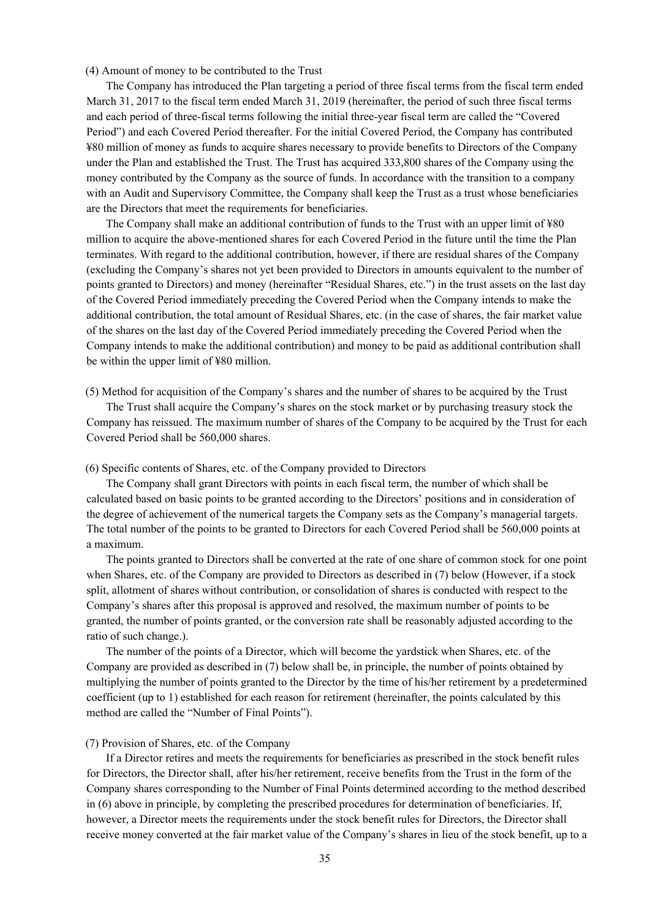(4) Amount of money to be contributed to the Trust

The Company has introduced the Plan targeting a period of three fiscal terms from the fiscal term ended March 31, 2017 to the fiscal term ended March 31, 2019 (hereinafter, the period of such three fiscal terms and each period of three-fiscal terms following the initial three-year fiscal term are called the "Covered Period") and each Covered Period thereafter. For the initial Covered Period, the Company has contributed ¥80 million of money as funds to acquire shares necessary to provide benefits to Directors of the Company under the Plan and established the Trust. The Trust has acquired 333,800 shares of the Company using the money contributed by the Company as the source of funds. In accordance with the transition to a company with an Audit and Supervisory Committee, the Company shall keep the Trust as a trust whose beneficiaries are the Directors that meet the requirements for beneficiaries.

The Company shall make an additional contribution of funds to the Trust with an upper limit of ¥80 million to acquire the above-mentioned shares for each Covered Period in the future until the time the Plan terminates. With regard to the additional contribution, however, if there are residual shares of the Company (excluding the Company's shares not yet been provided to Directors in amounts equivalent to the number of points granted to Directors) and money (hereinafter "Residual Shares, etc.") in the trust assets on the last day of the Covered Period immediately preceding the Covered Period when the Company intends to make the additional contribution, the total amount of Residual Shares, etc. (in the case of shares, the fair market value of the shares on the last day of the Covered Period immediately preceding the Covered Period when the Company intends to make the additional contribution) and money to be paid as additional contribution shall be within the upper limit of ¥80 million.

(5) Method for acquisition of the Company's shares and the number of shares to be acquired by the Trust

The Trust shall acquire the Company's shares on the stock market or by purchasing treasury stock the Company has reissued. The maximum number of shares of the Company to be acquired by the Trust for each Covered Period shall be 560,000 shares.

(6) Specific contents of Shares, etc. of the Company provided to Directors

The Company shall grant Directors with points in each fiscal term, the number of which shall be calculated based on basic points to be granted according to the Directors' positions and in consideration of the degree of achievement of the numerical targets the Company sets as the Company's managerial targets. The total number of the points to be granted to Directors for each Covered Period shall be 560,000 points at a maximum.

The points granted to Directors shall be converted at the rate of one share of common stock for one point when Shares, etc. of the Company are provided to Directors as described in (7) below (However, if a stock split, allotment of shares without contribution, or consolidation of shares is conducted with respect to the Company's shares after this proposal is approved and resolved, the maximum number of points to be granted, the number of points granted, or the conversion rate shall be reasonably adjusted according to the ratio of such change.).

The number of the points of a Director, which will become the yardstick when Shares, etc. of the Company are provided as described in (7) below shall be, in principle, the number of points obtained by multiplying the number of points granted to the Director by the time of his/her retirement by a predetermined coefficient (up to 1) established for each reason for retirement (hereinafter, the points calculated by this method are called the "Number of Final Points").

(7) Provision of Shares, etc. of the Company

If a Director retires and meets the requirements for beneficiaries as prescribed in the stock benefit rules for Directors, the Director shall, after his/her retirement, receive benefits from the Trust in the form of the Company shares corresponding to the Number of Final Points determined according to the method described in (6) above in principle, by completing the prescribed procedures for determination of beneficiaries. If, however, a Director meets the requirements under the stock benefit rules for Directors, the Director shall receive money converted at the fair market value of the Company's shares in lieu of the stock benefit, up to a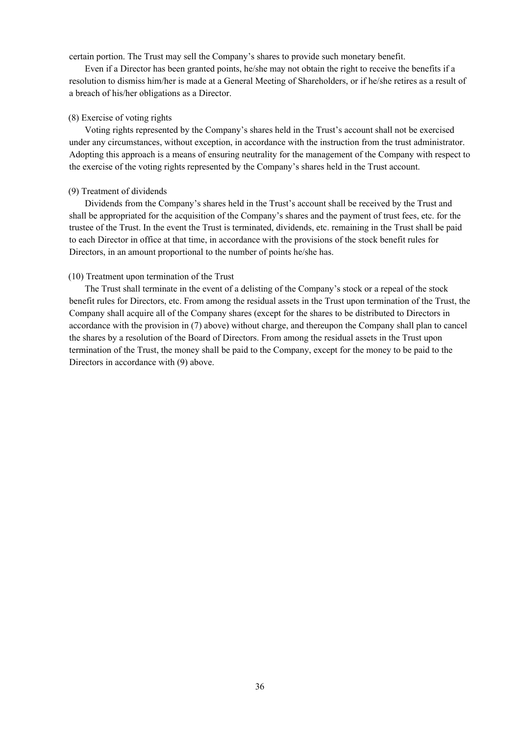certain portion. The Trust may sell the Company's shares to provide such monetary benefit.

Even if a Director has been granted points, he/she may not obtain the right to receive the benefits if a resolution to dismiss him/her is made at a General Meeting of Shareholders, or if he/she retires as a result of a breach of his/her obligations as a Director.

(8) Exercise of voting rights

Voting rights represented by the Company's shares held in the Trust's account shall not be exercised under any circumstances, without exception, in accordance with the instruction from the trust administrator. Adopting this approach is a means of ensuring neutrality for the management of the Company with respect to the exercise of the voting rights represented by the Company's shares held in the Trust account.

(9) Treatment of dividends

Dividends from the Company's shares held in the Trust's account shall be received by the Trust and shall be appropriated for the acquisition of the Company's shares and the payment of trust fees, etc. for the trustee of the Trust. In the event the Trust is terminated, dividends, etc. remaining in the Trust shall be paid to each Director in office at that time, in accordance with the provisions of the stock benefit rules for Directors, in an amount proportional to the number of points he/she has.

(10) Treatment upon termination of the Trust

The Trust shall terminate in the event of a delisting of the Company's stock or a repeal of the stock benefit rules for Directors, etc. From among the residual assets in the Trust upon termination of the Trust, the Company shall acquire all of the Company shares (except for the shares to be distributed to Directors in accordance with the provision in (7) above) without charge, and thereupon the Company shall plan to cancel the shares by a resolution of the Board of Directors. From among the residual assets in the Trust upon termination of the Trust, the money shall be paid to the Company, except for the money to be paid to the Directors in accordance with (9) above.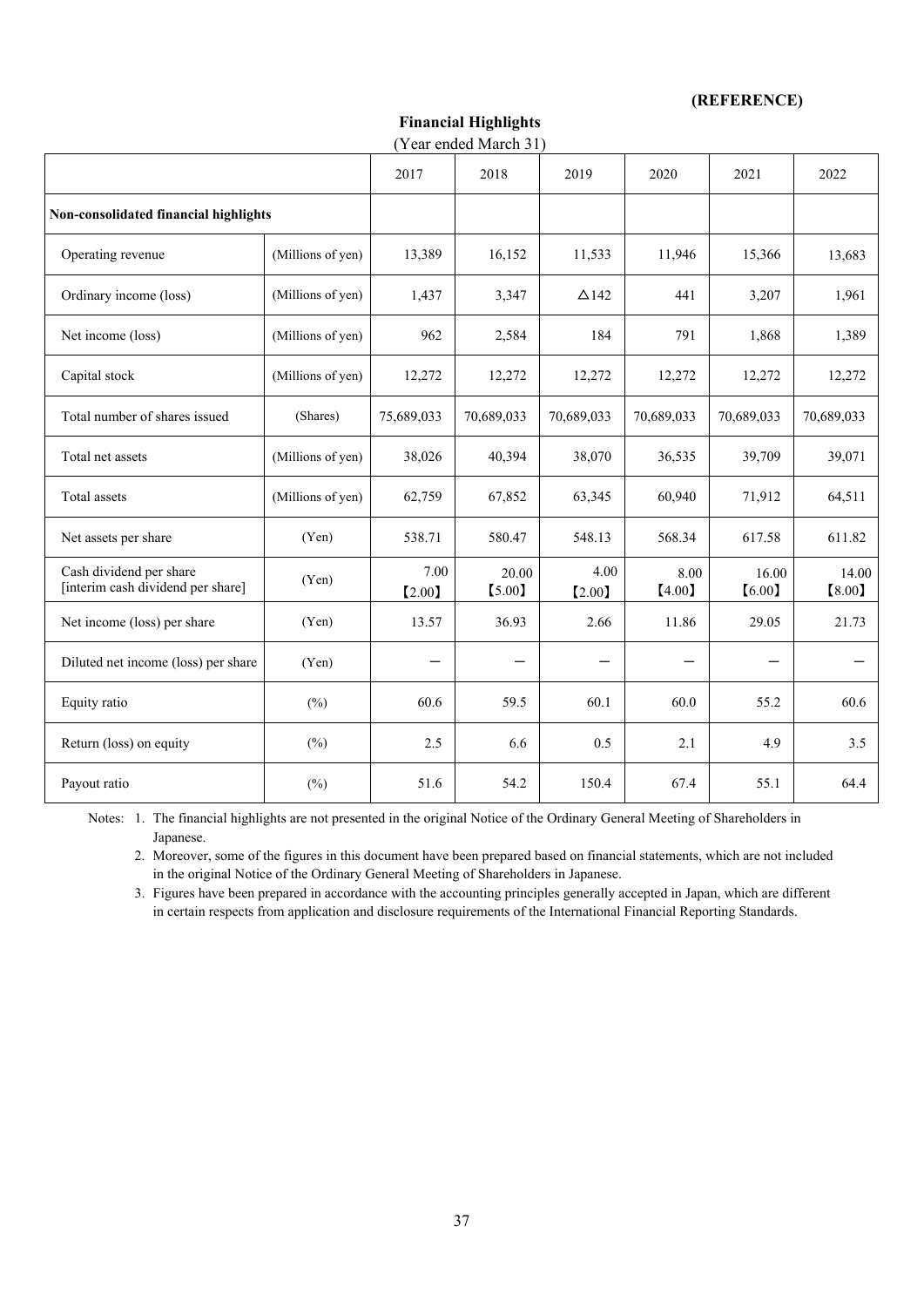**(REFERENCE)**

## Financial Highlights

(Year ended March 31)

| | | 2017 | 2018 | 2019 | 2020 | 2021 | 2022 |
|---|---|---|---|---|---|---|---|
| **Non-consolidated financial highlights** | | | | | | | |
| Operating revenue | (Millions of yen) | 13,389 | 16,152 | 11,533 | 11,946 | 15,366 | 13,683 |
| Ordinary income (loss) | (Millions of yen) | 1,437 | 3,347 | △142 | 441 | 3,207 | 1,961 |
| Net income (loss) | (Millions of yen) | 962 | 2,584 | 184 | 791 | 1,868 | 1,389 |
| Capital stock | (Millions of yen) | 12,272 | 12,272 | 12,272 | 12,272 | 12,272 | 12,272 |
| Total number of shares issued | (Shares) | 75,689,033 | 70,689,033 | 70,689,033 | 70,689,033 | 70,689,033 | 70,689,033 |
| Total net assets | (Millions of yen) | 38,026 | 40,394 | 38,070 | 36,535 | 39,709 | 39,071 |
| Total assets | (Millions of yen) | 62,759 | 67,852 | 63,345 | 60,940 | 71,912 | 64,511 |
| Net assets per share | (Yen) | 538.71 | 580.47 | 548.13 | 568.34 | 617.58 | 611.82 |
| Cash dividend per share [interim cash dividend per share] | (Yen) | 7.00 【2.00】 | 20.00 【5.00】 | 4.00 【2.00】 | 8.00 【4.00】 | 16.00 【6.00】 | 14.00 【8.00】 |
| Net income (loss) per share | (Yen) | 13.57 | 36.93 | 2.66 | 11.86 | 29.05 | 21.73 |
| Diluted net income (loss) per share | (Yen) | － | － | － | － | － | － |
| Equity ratio | (%) | 60.6 | 59.5 | 60.1 | 60.0 | 55.2 | 60.6 |
| Return (loss) on equity | (%) | 2.5 | 6.6 | 0.5 | 2.1 | 4.9 | 3.5 |
| Payout ratio | (%) | 51.6 | 54.2 | 150.4 | 67.4 | 55.1 | 64.4 |

Notes:
1. The financial highlights are not presented in the original Notice of the Ordinary General Meeting of Shareholders in Japanese.
2. Moreover, some of the figures in this document have been prepared based on financial statements, which are not included in the original Notice of the Ordinary General Meeting of Shareholders in Japanese.
3. Figures have been prepared in accordance with the accounting principles generally accepted in Japan, which are different in certain respects from application and disclosure requirements of the International Financial Reporting Standards.